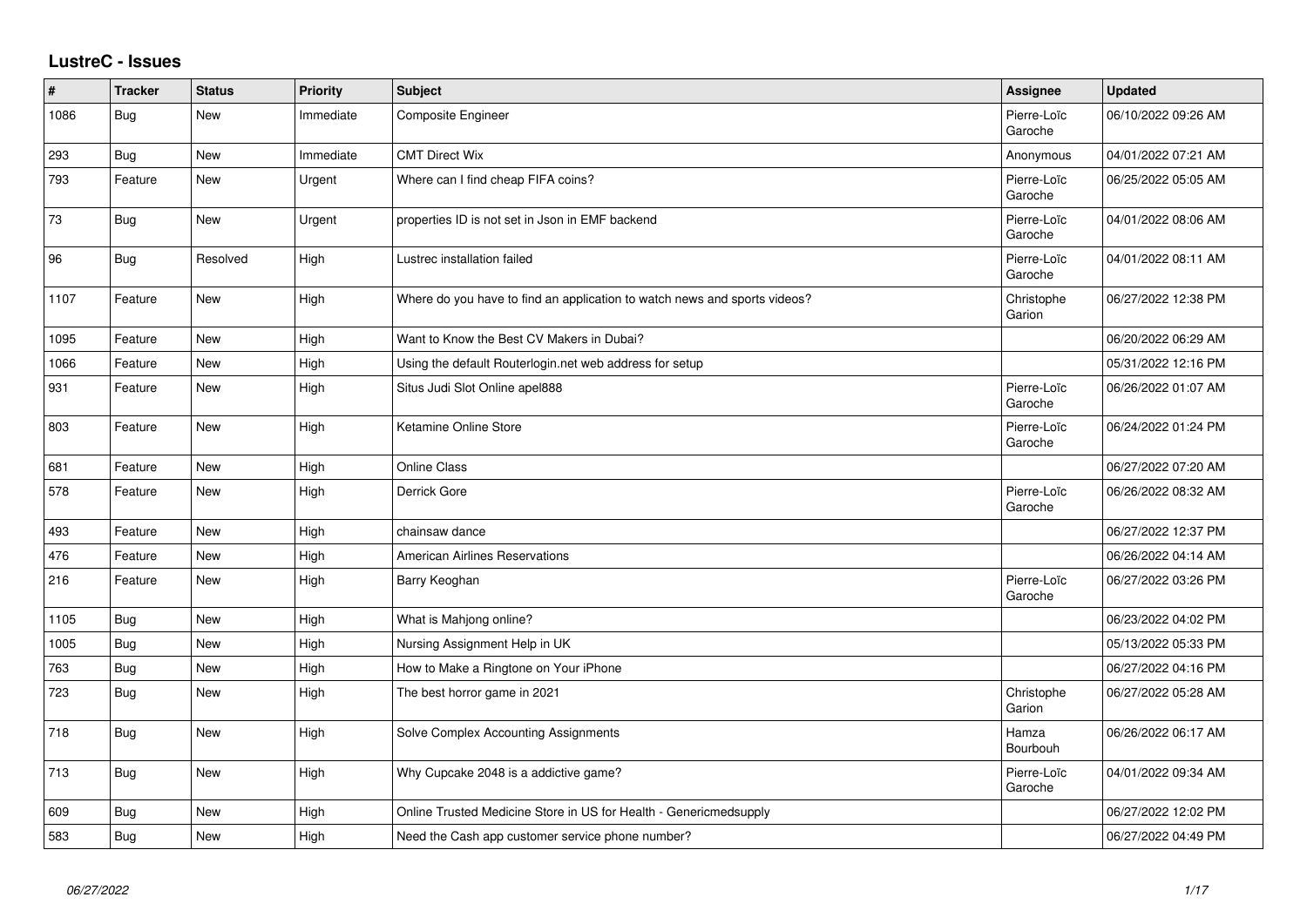# LustreC - Issues

| # | Tracker | Status | Priority | Subject | Assignee | Updated |
|---|---|---|---|---|---|---|
| 1086 | Bug | New | Immediate | Composite Engineer | Pierre-Loïc Garoche | 06/10/2022 09:26 AM |
| 293 | Bug | New | Immediate | CMT Direct Wix | Anonymous | 04/01/2022 07:21 AM |
| 793 | Feature | New | Urgent | Where can I find cheap FIFA coins? | Pierre-Loïc Garoche | 06/25/2022 05:05 AM |
| 73 | Bug | New | Urgent | properties ID is not set in Json in EMF backend | Pierre-Loïc Garoche | 04/01/2022 08:06 AM |
| 96 | Bug | Resolved | High | Lustrec installation failed | Pierre-Loïc Garoche | 04/01/2022 08:11 AM |
| 1107 | Feature | New | High | Where do you have to find an application to watch news and sports videos? | Christophe Garion | 06/27/2022 12:38 PM |
| 1095 | Feature | New | High | Want to Know the Best CV Makers in Dubai? | | 06/20/2022 06:29 AM |
| 1066 | Feature | New | High | Using the default Routerlogin.net web address for setup | | 05/31/2022 12:16 PM |
| 931 | Feature | New | High | Situs Judi Slot Online apel888 | Pierre-Loïc Garoche | 06/26/2022 01:07 AM |
| 803 | Feature | New | High | Ketamine Online Store | Pierre-Loïc Garoche | 06/24/2022 01:24 PM |
| 681 | Feature | New | High | Online Class | | 06/27/2022 07:20 AM |
| 578 | Feature | New | High | Derrick Gore | Pierre-Loïc Garoche | 06/26/2022 08:32 AM |
| 493 | Feature | New | High | chainsaw dance | | 06/27/2022 12:37 PM |
| 476 | Feature | New | High | American Airlines Reservations | | 06/26/2022 04:14 AM |
| 216 | Feature | New | High | Barry Keoghan | Pierre-Loïc Garoche | 06/27/2022 03:26 PM |
| 1105 | Bug | New | High | What is Mahjong online? | | 06/23/2022 04:02 PM |
| 1005 | Bug | New | High | Nursing Assignment Help in UK | | 05/13/2022 05:33 PM |
| 763 | Bug | New | High | How to Make a Ringtone on Your iPhone | | 06/27/2022 04:16 PM |
| 723 | Bug | New | High | The best horror game in 2021 | Christophe Garion | 06/27/2022 05:28 AM |
| 718 | Bug | New | High | Solve Complex Accounting Assignments | Hamza Bourbouh | 06/26/2022 06:17 AM |
| 713 | Bug | New | High | Why Cupcake 2048 is a addictive game? | Pierre-Loïc Garoche | 04/01/2022 09:34 AM |
| 609 | Bug | New | High | Online Trusted Medicine Store in US for Health - Genericmedsupply | | 06/27/2022 12:02 PM |
| 583 | Bug | New | High | Need the Cash app customer service phone number? | | 06/27/2022 04:49 PM |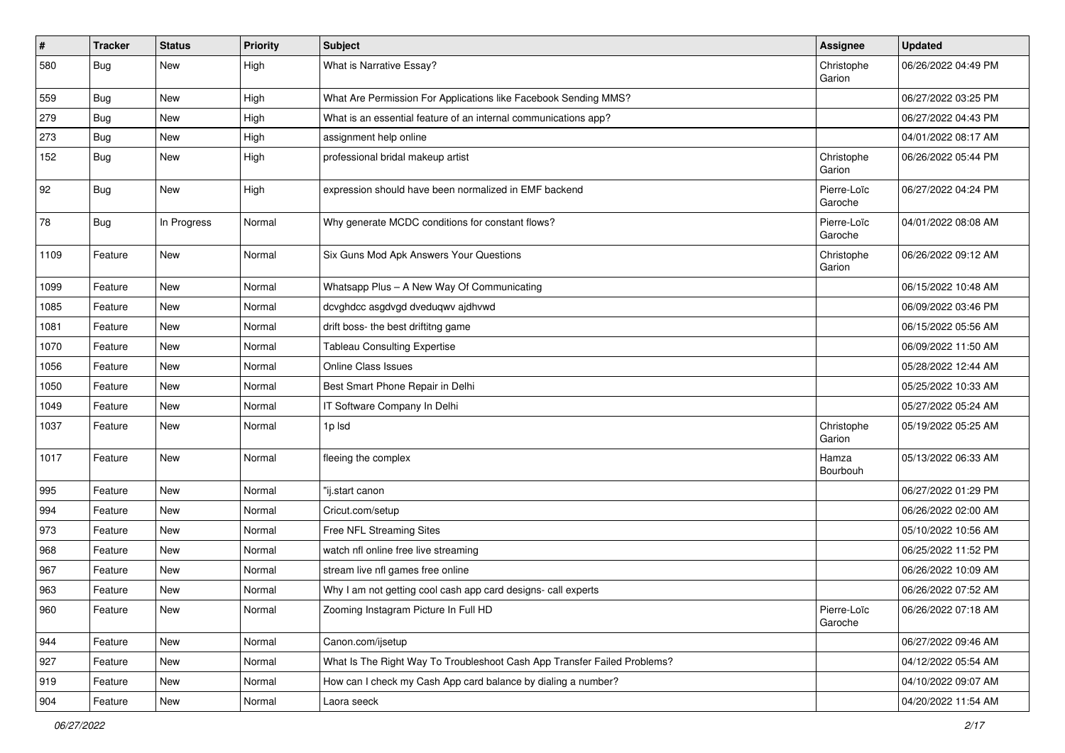| # | Tracker | Status | Priority | Subject | Assignee | Updated |
|---|---|---|---|---|---|---|
| 580 | Bug | New | High | What is Narrative Essay? | Christophe Garion | 06/26/2022 04:49 PM |
| 559 | Bug | New | High | What Are Permission For Applications like Facebook Sending MMS? | | 06/27/2022 03:25 PM |
| 279 | Bug | New | High | What is an essential feature of an internal communications app? | | 06/27/2022 04:43 PM |
| 273 | Bug | New | High | assignment help online | | 04/01/2022 08:17 AM |
| 152 | Bug | New | High | professional bridal makeup artist | Christophe Garion | 06/26/2022 05:44 PM |
| 92 | Bug | New | High | expression should have been normalized in EMF backend | Pierre-Loïc Garoche | 06/27/2022 04:24 PM |
| 78 | Bug | In Progress | Normal | Why generate MCDC conditions for constant flows? | Pierre-Loïc Garoche | 04/01/2022 08:08 AM |
| 1109 | Feature | New | Normal | Six Guns Mod Apk Answers Your Questions | Christophe Garion | 06/26/2022 09:12 AM |
| 1099 | Feature | New | Normal | Whatsapp Plus – A New Way Of Communicating | | 06/15/2022 10:48 AM |
| 1085 | Feature | New | Normal | dcvghdcc asgdvgd dveduqwv ajdhvwd | | 06/09/2022 03:46 PM |
| 1081 | Feature | New | Normal | drift boss- the best driftitng game | | 06/15/2022 05:56 AM |
| 1070 | Feature | New | Normal | Tableau Consulting Expertise | | 06/09/2022 11:50 AM |
| 1056 | Feature | New | Normal | Online Class Issues | | 05/28/2022 12:44 AM |
| 1050 | Feature | New | Normal | Best Smart Phone Repair in Delhi | | 05/25/2022 10:33 AM |
| 1049 | Feature | New | Normal | IT Software Company In Delhi | | 05/27/2022 05:24 AM |
| 1037 | Feature | New | Normal | 1p lsd | Christophe Garion | 05/19/2022 05:25 AM |
| 1017 | Feature | New | Normal | fleeing the complex | Hamza Bourbouh | 05/13/2022 06:33 AM |
| 995 | Feature | New | Normal | "ij.start canon | | 06/27/2022 01:29 PM |
| 994 | Feature | New | Normal | Cricut.com/setup | | 06/26/2022 02:00 AM |
| 973 | Feature | New | Normal | Free NFL Streaming Sites | | 05/10/2022 10:56 AM |
| 968 | Feature | New | Normal | watch nfl online free live streaming | | 06/25/2022 11:52 PM |
| 967 | Feature | New | Normal | stream live nfl games free online | | 06/26/2022 10:09 AM |
| 963 | Feature | New | Normal | Why I am not getting cool cash app card designs- call experts | | 06/26/2022 07:52 AM |
| 960 | Feature | New | Normal | Zooming Instagram Picture In Full HD | Pierre-Loïc Garoche | 06/26/2022 07:18 AM |
| 944 | Feature | New | Normal | Canon.com/ijsetup | | 06/27/2022 09:46 AM |
| 927 | Feature | New | Normal | What Is The Right Way To Troubleshoot Cash App Transfer Failed Problems? | | 04/12/2022 05:54 AM |
| 919 | Feature | New | Normal | How can I check my Cash App card balance by dialing a number? | | 04/10/2022 09:07 AM |
| 904 | Feature | New | Normal | Laora seeck | | 04/20/2022 11:54 AM |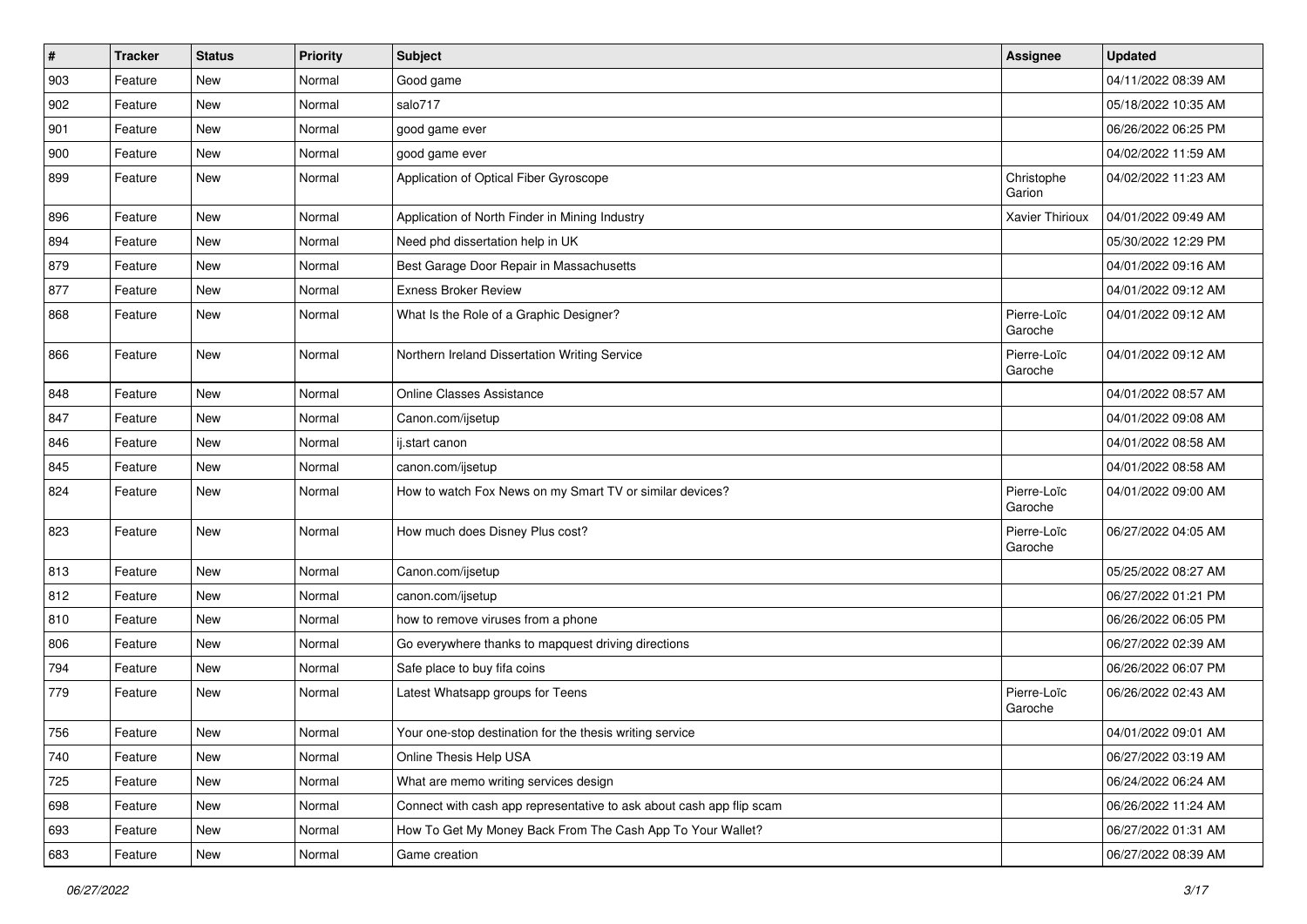| # | Tracker | Status | Priority | Subject | Assignee | Updated |
|---|---|---|---|---|---|---|
| 903 | Feature | New | Normal | Good game | | 04/11/2022 08:39 AM |
| 902 | Feature | New | Normal | salo717 | | 05/18/2022 10:35 AM |
| 901 | Feature | New | Normal | good game ever | | 06/26/2022 06:25 PM |
| 900 | Feature | New | Normal | good game ever | | 04/02/2022 11:59 AM |
| 899 | Feature | New | Normal | Application of Optical Fiber Gyroscope | Christophe Garion | 04/02/2022 11:23 AM |
| 896 | Feature | New | Normal | Application of North Finder in Mining Industry | Xavier Thirioux | 04/01/2022 09:49 AM |
| 894 | Feature | New | Normal | Need phd dissertation help in UK | | 05/30/2022 12:29 PM |
| 879 | Feature | New | Normal | Best Garage Door Repair in Massachusetts | | 04/01/2022 09:16 AM |
| 877 | Feature | New | Normal | Exness Broker Review | | 04/01/2022 09:12 AM |
| 868 | Feature | New | Normal | What Is the Role of a Graphic Designer? | Pierre-Loïc Garoche | 04/01/2022 09:12 AM |
| 866 | Feature | New | Normal | Northern Ireland Dissertation Writing Service | Pierre-Loïc Garoche | 04/01/2022 09:12 AM |
| 848 | Feature | New | Normal | Online Classes Assistance | | 04/01/2022 08:57 AM |
| 847 | Feature | New | Normal | Canon.com/ijsetup | | 04/01/2022 09:08 AM |
| 846 | Feature | New | Normal | ij.start canon | | 04/01/2022 08:58 AM |
| 845 | Feature | New | Normal | canon.com/ijsetup | | 04/01/2022 08:58 AM |
| 824 | Feature | New | Normal | How to watch Fox News on my Smart TV or similar devices? | Pierre-Loïc Garoche | 04/01/2022 09:00 AM |
| 823 | Feature | New | Normal | How much does Disney Plus cost? | Pierre-Loïc Garoche | 06/27/2022 04:05 AM |
| 813 | Feature | New | Normal | Canon.com/ijsetup | | 05/25/2022 08:27 AM |
| 812 | Feature | New | Normal | canon.com/ijsetup | | 06/27/2022 01:21 PM |
| 810 | Feature | New | Normal | how to remove viruses from a phone | | 06/26/2022 06:05 PM |
| 806 | Feature | New | Normal | Go everywhere thanks to mapquest driving directions | | 06/27/2022 02:39 AM |
| 794 | Feature | New | Normal | Safe place to buy fifa coins | | 06/26/2022 06:07 PM |
| 779 | Feature | New | Normal | Latest Whatsapp groups for Teens | Pierre-Loïc Garoche | 06/26/2022 02:43 AM |
| 756 | Feature | New | Normal | Your one-stop destination for the thesis writing service | | 04/01/2022 09:01 AM |
| 740 | Feature | New | Normal | Online Thesis Help USA | | 06/27/2022 03:19 AM |
| 725 | Feature | New | Normal | What are memo writing services design | | 06/24/2022 06:24 AM |
| 698 | Feature | New | Normal | Connect with cash app representative to ask about cash app flip scam | | 06/26/2022 11:24 AM |
| 693 | Feature | New | Normal | How To Get My Money Back From The Cash App To Your Wallet? | | 06/27/2022 01:31 AM |
| 683 | Feature | New | Normal | Game creation | | 06/27/2022 08:39 AM |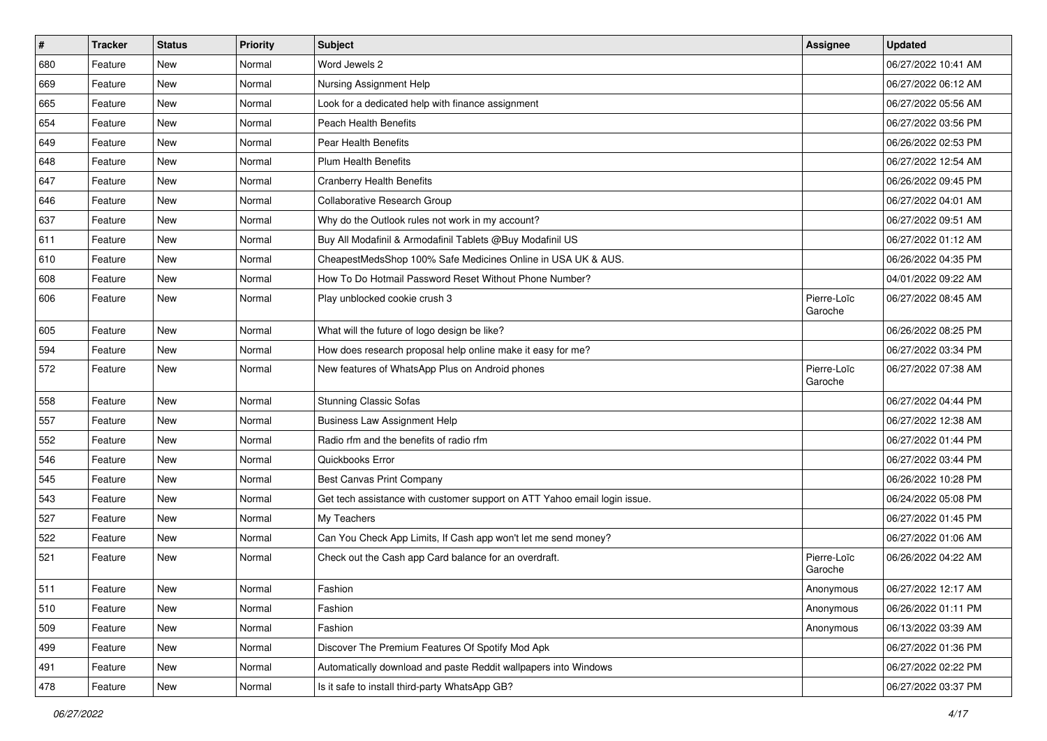| # | Tracker | Status | Priority | Subject | Assignee | Updated |
| --- | --- | --- | --- | --- | --- | --- |
| 680 | Feature | New | Normal | Word Jewels 2 | | 06/27/2022 10:41 AM |
| 669 | Feature | New | Normal | Nursing Assignment Help | | 06/27/2022 06:12 AM |
| 665 | Feature | New | Normal | Look for a dedicated help with finance assignment | | 06/27/2022 05:56 AM |
| 654 | Feature | New | Normal | Peach Health Benefits | | 06/27/2022 03:56 PM |
| 649 | Feature | New | Normal | Pear Health Benefits | | 06/26/2022 02:53 PM |
| 648 | Feature | New | Normal | Plum Health Benefits | | 06/27/2022 12:54 AM |
| 647 | Feature | New | Normal | Cranberry Health Benefits | | 06/26/2022 09:45 PM |
| 646 | Feature | New | Normal | Collaborative Research Group | | 06/27/2022 04:01 AM |
| 637 | Feature | New | Normal | Why do the Outlook rules not work in my account? | | 06/27/2022 09:51 AM |
| 611 | Feature | New | Normal | Buy All Modafinil & Armodafinil Tablets @Buy Modafinil US | | 06/27/2022 01:12 AM |
| 610 | Feature | New | Normal | CheapestMedsShop 100% Safe Medicines Online in USA UK & AUS. | | 06/26/2022 04:35 PM |
| 608 | Feature | New | Normal | How To Do Hotmail Password Reset Without Phone Number? | | 04/01/2022 09:22 AM |
| 606 | Feature | New | Normal | Play unblocked cookie crush 3 | Pierre-Loïc Garoche | 06/27/2022 08:45 AM |
| 605 | Feature | New | Normal | What will the future of logo design be like? | | 06/26/2022 08:25 PM |
| 594 | Feature | New | Normal | How does research proposal help online make it easy for me? | | 06/27/2022 03:34 PM |
| 572 | Feature | New | Normal | New features of WhatsApp Plus on Android phones | Pierre-Loïc Garoche | 06/27/2022 07:38 AM |
| 558 | Feature | New | Normal | Stunning Classic Sofas | | 06/27/2022 04:44 PM |
| 557 | Feature | New | Normal | Business Law Assignment Help | | 06/27/2022 12:38 AM |
| 552 | Feature | New | Normal | Radio rfm and the benefits of radio rfm | | 06/27/2022 01:44 PM |
| 546 | Feature | New | Normal | Quickbooks Error | | 06/27/2022 03:44 PM |
| 545 | Feature | New | Normal | Best Canvas Print Company | | 06/26/2022 10:28 PM |
| 543 | Feature | New | Normal | Get tech assistance with customer support on ATT Yahoo email login issue. | | 06/24/2022 05:08 PM |
| 527 | Feature | New | Normal | My Teachers | | 06/27/2022 01:45 PM |
| 522 | Feature | New | Normal | Can You Check App Limits, If Cash app won't let me send money? | | 06/27/2022 01:06 AM |
| 521 | Feature | New | Normal | Check out the Cash app Card balance for an overdraft. | Pierre-Loïc Garoche | 06/26/2022 04:22 AM |
| 511 | Feature | New | Normal | Fashion | Anonymous | 06/27/2022 12:17 AM |
| 510 | Feature | New | Normal | Fashion | Anonymous | 06/26/2022 01:11 PM |
| 509 | Feature | New | Normal | Fashion | Anonymous | 06/13/2022 03:39 AM |
| 499 | Feature | New | Normal | Discover The Premium Features Of Spotify Mod Apk | | 06/27/2022 01:36 PM |
| 491 | Feature | New | Normal | Automatically download and paste Reddit wallpapers into Windows | | 06/27/2022 02:22 PM |
| 478 | Feature | New | Normal | Is it safe to install third-party WhatsApp GB? | | 06/27/2022 03:37 PM |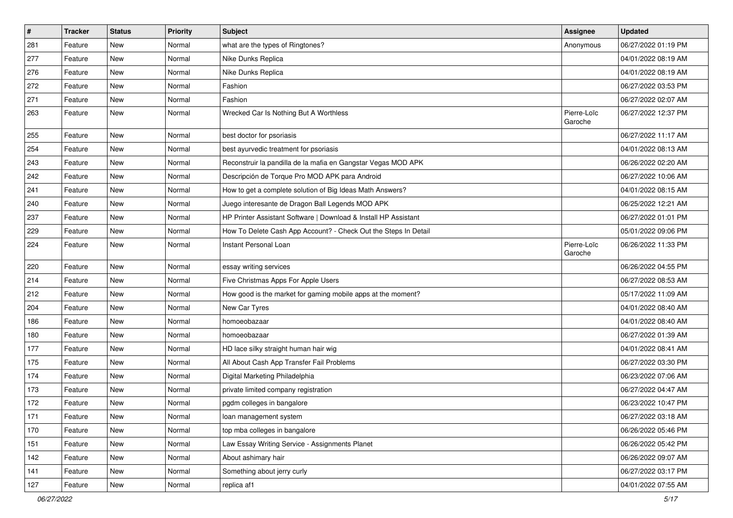| # | Tracker | Status | Priority | Subject | Assignee | Updated |
|---|---|---|---|---|---|---|
| 281 | Feature | New | Normal | what are the types of Ringtones? | Anonymous | 06/27/2022 01:19 PM |
| 277 | Feature | New | Normal | Nike Dunks Replica | | 04/01/2022 08:19 AM |
| 276 | Feature | New | Normal | Nike Dunks Replica | | 04/01/2022 08:19 AM |
| 272 | Feature | New | Normal | Fashion | | 06/27/2022 03:53 PM |
| 271 | Feature | New | Normal | Fashion | | 06/27/2022 02:07 AM |
| 263 | Feature | New | Normal | Wrecked Car Is Nothing But A Worthless | Pierre-Loïc Garoche | 06/27/2022 12:37 PM |
| 255 | Feature | New | Normal | best doctor for psoriasis | | 06/27/2022 11:17 AM |
| 254 | Feature | New | Normal | best ayurvedic treatment for psoriasis | | 04/01/2022 08:13 AM |
| 243 | Feature | New | Normal | Reconstruir la pandilla de la mafia en Gangstar Vegas MOD APK | | 06/26/2022 02:20 AM |
| 242 | Feature | New | Normal | Descripción de Torque Pro MOD APK para Android | | 06/27/2022 10:06 AM |
| 241 | Feature | New | Normal | How to get a complete solution of Big Ideas Math Answers? | | 04/01/2022 08:15 AM |
| 240 | Feature | New | Normal | Juego interesante de Dragon Ball Legends MOD APK | | 06/25/2022 12:21 AM |
| 237 | Feature | New | Normal | HP Printer Assistant Software \| Download & Install HP Assistant | | 06/27/2022 01:01 PM |
| 229 | Feature | New | Normal | How To Delete Cash App Account? - Check Out the Steps In Detail | | 05/01/2022 09:06 PM |
| 224 | Feature | New | Normal | Instant Personal Loan | Pierre-Loïc Garoche | 06/26/2022 11:33 PM |
| 220 | Feature | New | Normal | essay writing services | | 06/26/2022 04:55 PM |
| 214 | Feature | New | Normal | Five Christmas Apps For Apple Users | | 06/27/2022 08:53 AM |
| 212 | Feature | New | Normal | How good is the market for gaming mobile apps at the moment? | | 05/17/2022 11:09 AM |
| 204 | Feature | New | Normal | New Car Tyres | | 04/01/2022 08:40 AM |
| 186 | Feature | New | Normal | homoeobazaar | | 04/01/2022 08:40 AM |
| 180 | Feature | New | Normal | homoeobazaar | | 06/27/2022 01:39 AM |
| 177 | Feature | New | Normal | HD lace silky straight human hair wig | | 04/01/2022 08:41 AM |
| 175 | Feature | New | Normal | All About Cash App Transfer Fail Problems | | 06/27/2022 03:30 PM |
| 174 | Feature | New | Normal | Digital Marketing Philadelphia | | 06/23/2022 07:06 AM |
| 173 | Feature | New | Normal | private limited company registration | | 06/27/2022 04:47 AM |
| 172 | Feature | New | Normal | pgdm colleges in bangalore | | 06/23/2022 10:47 PM |
| 171 | Feature | New | Normal | loan management system | | 06/27/2022 03:18 AM |
| 170 | Feature | New | Normal | top mba colleges in bangalore | | 06/26/2022 05:46 PM |
| 151 | Feature | New | Normal | Law Essay Writing Service - Assignments Planet | | 06/26/2022 05:42 PM |
| 142 | Feature | New | Normal | About ashimary hair | | 06/26/2022 09:07 AM |
| 141 | Feature | New | Normal | Something about jerry curly | | 06/27/2022 03:17 PM |
| 127 | Feature | New | Normal | replica af1 | | 04/01/2022 07:55 AM |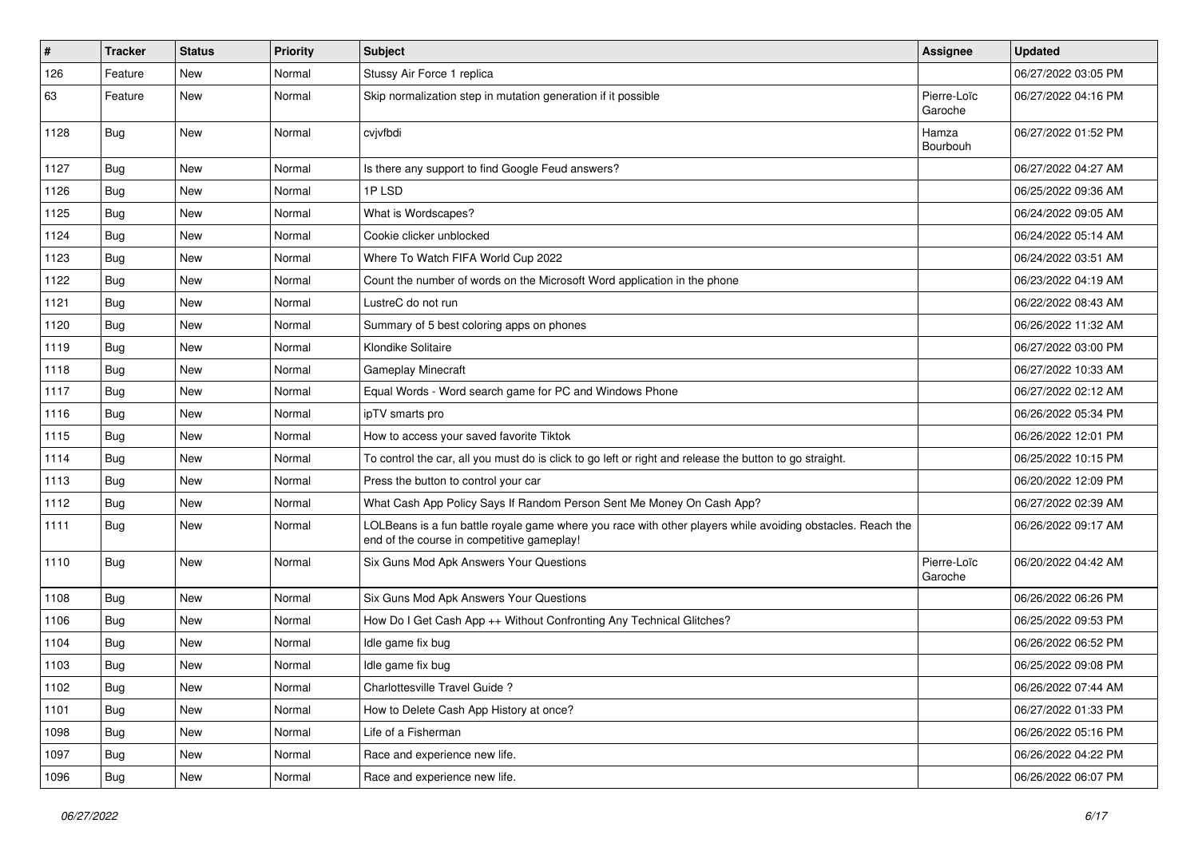| # | Tracker | Status | Priority | Subject | Assignee | Updated |
|---|---|---|---|---|---|---|
| 126 | Feature | New | Normal | Stussy Air Force 1 replica | | 06/27/2022 03:05 PM |
| 63 | Feature | New | Normal | Skip normalization step in mutation generation if it possible | Pierre-Loïc Garoche | 06/27/2022 04:16 PM |
| 1128 | Bug | New | Normal | cvjvfbdi | Hamza Bourbouh | 06/27/2022 01:52 PM |
| 1127 | Bug | New | Normal | Is there any support to find Google Feud answers? | | 06/27/2022 04:27 AM |
| 1126 | Bug | New | Normal | 1P LSD | | 06/25/2022 09:36 AM |
| 1125 | Bug | New | Normal | What is Wordscapes? | | 06/24/2022 09:05 AM |
| 1124 | Bug | New | Normal | Cookie clicker unblocked | | 06/24/2022 05:14 AM |
| 1123 | Bug | New | Normal | Where To Watch FIFA World Cup 2022 | | 06/24/2022 03:51 AM |
| 1122 | Bug | New | Normal | Count the number of words on the Microsoft Word application in the phone | | 06/23/2022 04:19 AM |
| 1121 | Bug | New | Normal | LustreC do not run | | 06/22/2022 08:43 AM |
| 1120 | Bug | New | Normal | Summary of 5 best coloring apps on phones | | 06/26/2022 11:32 AM |
| 1119 | Bug | New | Normal | Klondike Solitaire | | 06/27/2022 03:00 PM |
| 1118 | Bug | New | Normal | Gameplay Minecraft | | 06/27/2022 10:33 AM |
| 1117 | Bug | New | Normal | Equal Words - Word search game for PC and Windows Phone | | 06/27/2022 02:12 AM |
| 1116 | Bug | New | Normal | ipTV smarts pro | | 06/26/2022 05:34 PM |
| 1115 | Bug | New | Normal | How to access your saved favorite Tiktok | | 06/26/2022 12:01 PM |
| 1114 | Bug | New | Normal | To control the car, all you must do is click to go left or right and release the button to go straight. | | 06/25/2022 10:15 PM |
| 1113 | Bug | New | Normal | Press the button to control your car | | 06/20/2022 12:09 PM |
| 1112 | Bug | New | Normal | What Cash App Policy Says If Random Person Sent Me Money On Cash App? | | 06/27/2022 02:39 AM |
| 1111 | Bug | New | Normal | LOLBeans is a fun battle royale game where you race with other players while avoiding obstacles. Reach the end of the course in competitive gameplay! | | 06/26/2022 09:17 AM |
| 1110 | Bug | New | Normal | Six Guns Mod Apk Answers Your Questions | Pierre-Loïc Garoche | 06/20/2022 04:42 AM |
| 1108 | Bug | New | Normal | Six Guns Mod Apk Answers Your Questions | | 06/26/2022 06:26 PM |
| 1106 | Bug | New | Normal | How Do I Get Cash App ++ Without Confronting Any Technical Glitches? | | 06/25/2022 09:53 PM |
| 1104 | Bug | New | Normal | Idle game fix bug | | 06/26/2022 06:52 PM |
| 1103 | Bug | New | Normal | Idle game fix bug | | 06/25/2022 09:08 PM |
| 1102 | Bug | New | Normal | Charlottesville Travel Guide ? | | 06/26/2022 07:44 AM |
| 1101 | Bug | New | Normal | How to Delete Cash App History at once? | | 06/27/2022 01:33 PM |
| 1098 | Bug | New | Normal | Life of a Fisherman | | 06/26/2022 05:16 PM |
| 1097 | Bug | New | Normal | Race and experience new life. | | 06/26/2022 04:22 PM |
| 1096 | Bug | New | Normal | Race and experience new life. | | 06/26/2022 06:07 PM |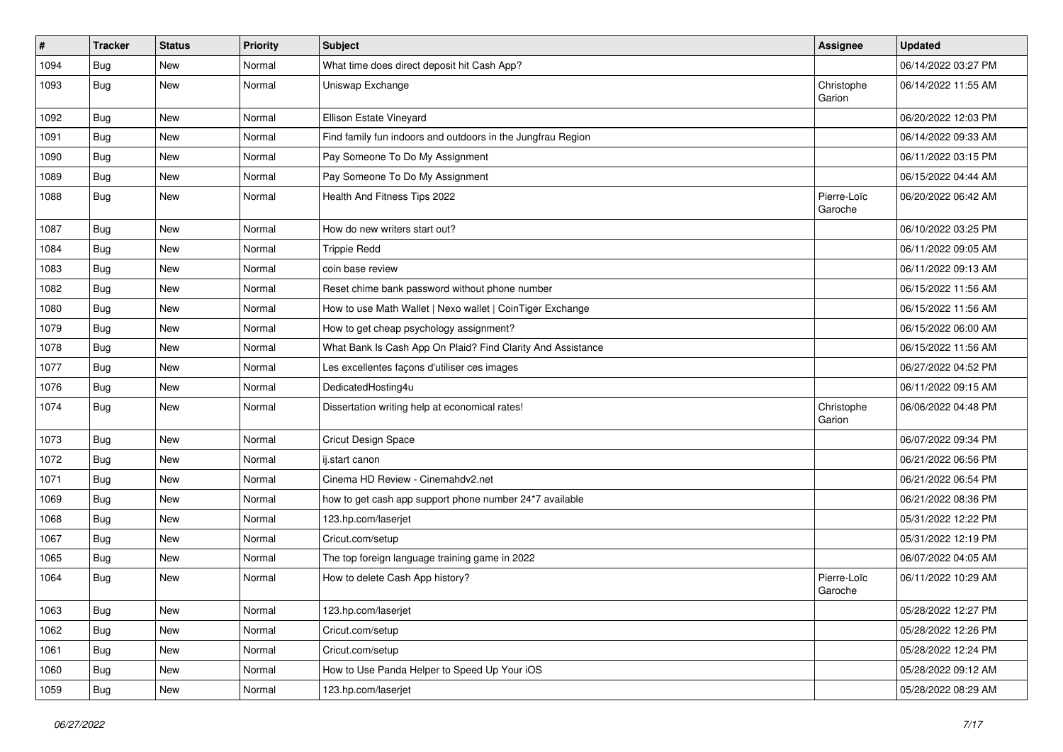| # | Tracker | Status | Priority | Subject | Assignee | Updated |
|---|---|---|---|---|---|---|
| 1094 | Bug | New | Normal | What time does direct deposit hit Cash App? | | 06/14/2022 03:27 PM |
| 1093 | Bug | New | Normal | Uniswap Exchange | Christophe Garion | 06/14/2022 11:55 AM |
| 1092 | Bug | New | Normal | Ellison Estate Vineyard | | 06/20/2022 12:03 PM |
| 1091 | Bug | New | Normal | Find family fun indoors and outdoors in the Jungfrau Region | | 06/14/2022 09:33 AM |
| 1090 | Bug | New | Normal | Pay Someone To Do My Assignment | | 06/11/2022 03:15 PM |
| 1089 | Bug | New | Normal | Pay Someone To Do My Assignment | | 06/15/2022 04:44 AM |
| 1088 | Bug | New | Normal | Health And Fitness Tips 2022 | Pierre-Loïc Garoche | 06/20/2022 06:42 AM |
| 1087 | Bug | New | Normal | How do new writers start out? | | 06/10/2022 03:25 PM |
| 1084 | Bug | New | Normal | Trippie Redd | | 06/11/2022 09:05 AM |
| 1083 | Bug | New | Normal | coin base review | | 06/11/2022 09:13 AM |
| 1082 | Bug | New | Normal | Reset chime bank password without phone number | | 06/15/2022 11:56 AM |
| 1080 | Bug | New | Normal | How to use Math Wallet \| Nexo wallet \| CoinTiger Exchange | | 06/15/2022 11:56 AM |
| 1079 | Bug | New | Normal | How to get cheap psychology assignment? | | 06/15/2022 06:00 AM |
| 1078 | Bug | New | Normal | What Bank Is Cash App On Plaid? Find Clarity And Assistance | | 06/15/2022 11:56 AM |
| 1077 | Bug | New | Normal | Les excellentes façons d'utiliser ces images | | 06/27/2022 04:52 PM |
| 1076 | Bug | New | Normal | DedicatedHosting4u | | 06/11/2022 09:15 AM |
| 1074 | Bug | New | Normal | Dissertation writing help at economical rates! | Christophe Garion | 06/06/2022 04:48 PM |
| 1073 | Bug | New | Normal | Cricut Design Space | | 06/07/2022 09:34 PM |
| 1072 | Bug | New | Normal | ij.start canon | | 06/21/2022 06:56 PM |
| 1071 | Bug | New | Normal | Cinema HD Review - Cinemahdv2.net | | 06/21/2022 06:54 PM |
| 1069 | Bug | New | Normal | how to get cash app support phone number 24*7 available | | 06/21/2022 08:36 PM |
| 1068 | Bug | New | Normal | 123.hp.com/laserjet | | 05/31/2022 12:22 PM |
| 1067 | Bug | New | Normal | Cricut.com/setup | | 05/31/2022 12:19 PM |
| 1065 | Bug | New | Normal | The top foreign language training game in 2022 | | 06/07/2022 04:05 AM |
| 1064 | Bug | New | Normal | How to delete Cash App history? | Pierre-Loïc Garoche | 06/11/2022 10:29 AM |
| 1063 | Bug | New | Normal | 123.hp.com/laserjet | | 05/28/2022 12:27 PM |
| 1062 | Bug | New | Normal | Cricut.com/setup | | 05/28/2022 12:26 PM |
| 1061 | Bug | New | Normal | Cricut.com/setup | | 05/28/2022 12:24 PM |
| 1060 | Bug | New | Normal | How to Use Panda Helper to Speed Up Your iOS | | 05/28/2022 09:12 AM |
| 1059 | Bug | New | Normal | 123.hp.com/laserjet | | 05/28/2022 08:29 AM |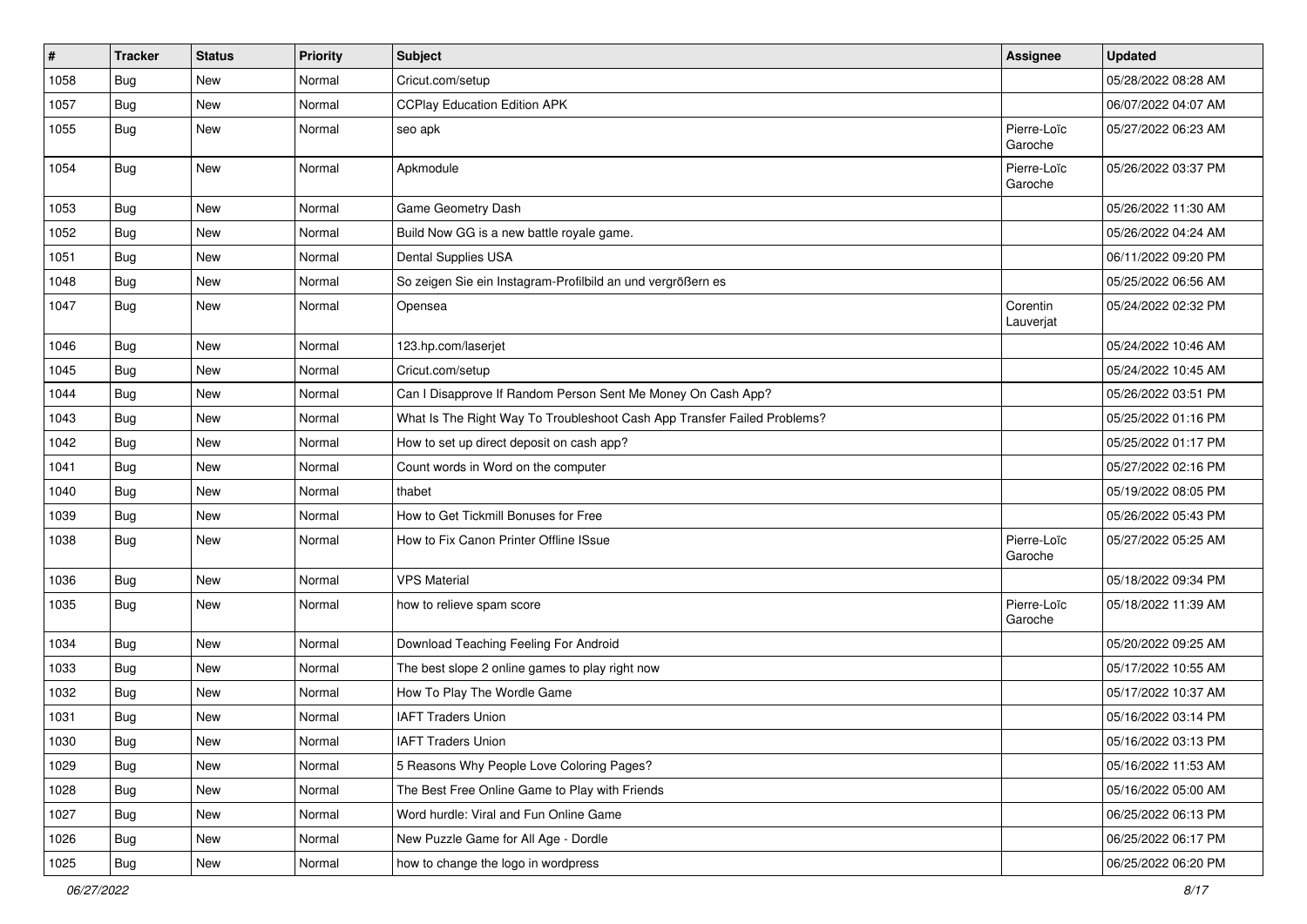| # | Tracker | Status | Priority | Subject | Assignee | Updated |
|---|---|---|---|---|---|---|
| 1058 | Bug | New | Normal | Cricut.com/setup | | 05/28/2022 08:28 AM |
| 1057 | Bug | New | Normal | CCPlay Education Edition APK | | 06/07/2022 04:07 AM |
| 1055 | Bug | New | Normal | seo apk | Pierre-Loïc Garoche | 05/27/2022 06:23 AM |
| 1054 | Bug | New | Normal | Apkmodule | Pierre-Loïc Garoche | 05/26/2022 03:37 PM |
| 1053 | Bug | New | Normal | Game Geometry Dash | | 05/26/2022 11:30 AM |
| 1052 | Bug | New | Normal | Build Now GG is a new battle royale game. | | 05/26/2022 04:24 AM |
| 1051 | Bug | New | Normal | Dental Supplies USA | | 06/11/2022 09:20 PM |
| 1048 | Bug | New | Normal | So zeigen Sie ein Instagram-Profilbild an und vergrößern es | | 05/25/2022 06:56 AM |
| 1047 | Bug | New | Normal | Opensea | Corentin Lauverjat | 05/24/2022 02:32 PM |
| 1046 | Bug | New | Normal | 123.hp.com/laserjet | | 05/24/2022 10:46 AM |
| 1045 | Bug | New | Normal | Cricut.com/setup | | 05/24/2022 10:45 AM |
| 1044 | Bug | New | Normal | Can I Disapprove If Random Person Sent Me Money On Cash App? | | 05/26/2022 03:51 PM |
| 1043 | Bug | New | Normal | What Is The Right Way To Troubleshoot Cash App Transfer Failed Problems? | | 05/25/2022 01:16 PM |
| 1042 | Bug | New | Normal | How to set up direct deposit on cash app? | | 05/25/2022 01:17 PM |
| 1041 | Bug | New | Normal | Count words in Word on the computer | | 05/27/2022 02:16 PM |
| 1040 | Bug | New | Normal | thabet | | 05/19/2022 08:05 PM |
| 1039 | Bug | New | Normal | How to Get Tickmill Bonuses for Free | | 05/26/2022 05:43 PM |
| 1038 | Bug | New | Normal | How to Fix Canon Printer Offline ISsue | Pierre-Loïc Garoche | 05/27/2022 05:25 AM |
| 1036 | Bug | New | Normal | VPS Material | | 05/18/2022 09:34 PM |
| 1035 | Bug | New | Normal | how to relieve spam score | Pierre-Loïc Garoche | 05/18/2022 11:39 AM |
| 1034 | Bug | New | Normal | Download Teaching Feeling For Android | | 05/20/2022 09:25 AM |
| 1033 | Bug | New | Normal | The best slope 2 online games to play right now | | 05/17/2022 10:55 AM |
| 1032 | Bug | New | Normal | How To Play The Wordle Game | | 05/17/2022 10:37 AM |
| 1031 | Bug | New | Normal | IAFT Traders Union | | 05/16/2022 03:14 PM |
| 1030 | Bug | New | Normal | IAFT Traders Union | | 05/16/2022 03:13 PM |
| 1029 | Bug | New | Normal | 5 Reasons Why People Love Coloring Pages? | | 05/16/2022 11:53 AM |
| 1028 | Bug | New | Normal | The Best Free Online Game to Play with Friends | | 05/16/2022 05:00 AM |
| 1027 | Bug | New | Normal | Word hurdle: Viral and Fun Online Game | | 06/25/2022 06:13 PM |
| 1026 | Bug | New | Normal | New Puzzle Game for All Age - Dordle | | 06/25/2022 06:17 PM |
| 1025 | Bug | New | Normal | how to change the logo in wordpress | | 06/25/2022 06:20 PM |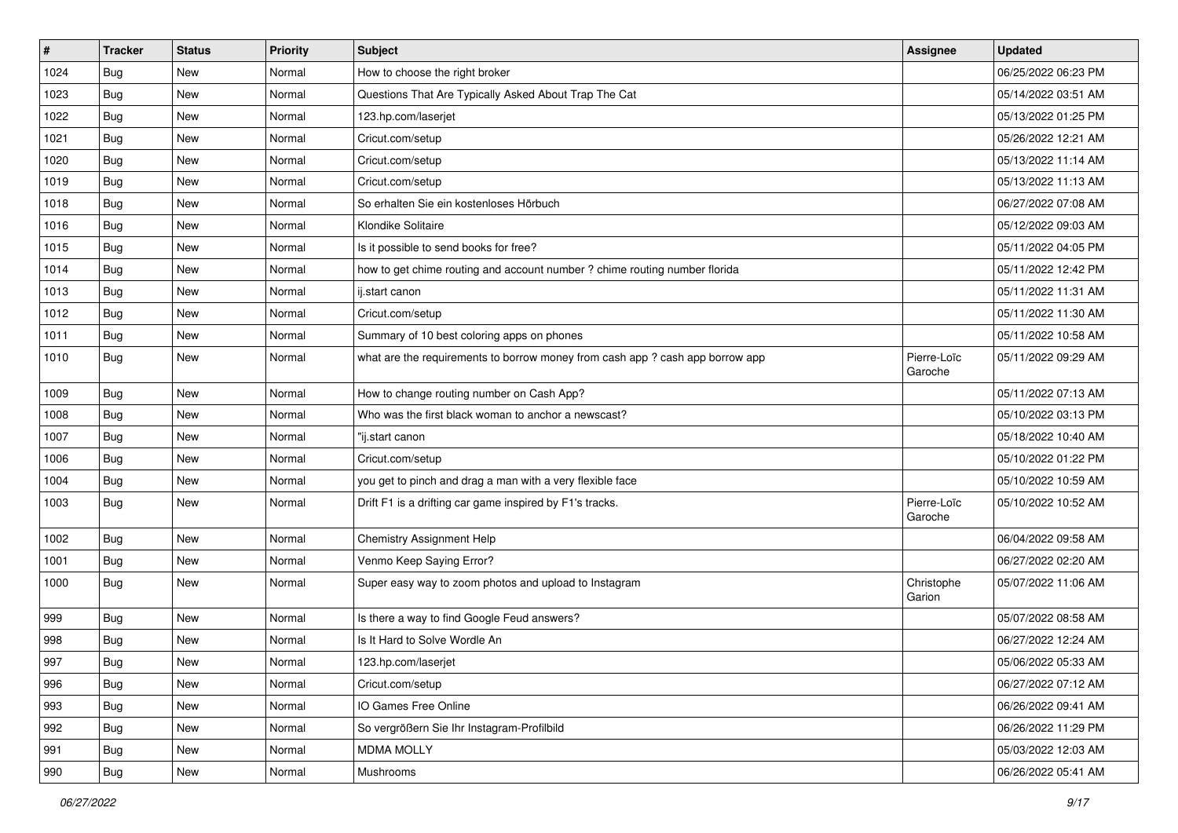| # | Tracker | Status | Priority | Subject | Assignee | Updated |
|---|---|---|---|---|---|---|
| 1024 | Bug | New | Normal | How to choose the right broker | | 06/25/2022 06:23 PM |
| 1023 | Bug | New | Normal | Questions That Are Typically Asked About Trap The Cat | | 05/14/2022 03:51 AM |
| 1022 | Bug | New | Normal | 123.hp.com/laserjet | | 05/13/2022 01:25 PM |
| 1021 | Bug | New | Normal | Cricut.com/setup | | 05/26/2022 12:21 AM |
| 1020 | Bug | New | Normal | Cricut.com/setup | | 05/13/2022 11:14 AM |
| 1019 | Bug | New | Normal | Cricut.com/setup | | 05/13/2022 11:13 AM |
| 1018 | Bug | New | Normal | So erhalten Sie ein kostenloses Hörbuch | | 06/27/2022 07:08 AM |
| 1016 | Bug | New | Normal | Klondike Solitaire | | 05/12/2022 09:03 AM |
| 1015 | Bug | New | Normal | Is it possible to send books for free? | | 05/11/2022 04:05 PM |
| 1014 | Bug | New | Normal | how to get chime routing and account number ? chime routing number florida | | 05/11/2022 12:42 PM |
| 1013 | Bug | New | Normal | ij.start canon | | 05/11/2022 11:31 AM |
| 1012 | Bug | New | Normal | Cricut.com/setup | | 05/11/2022 11:30 AM |
| 1011 | Bug | New | Normal | Summary of 10 best coloring apps on phones | | 05/11/2022 10:58 AM |
| 1010 | Bug | New | Normal | what are the requirements to borrow money from cash app ? cash app borrow app | Pierre-Loïc Garoche | 05/11/2022 09:29 AM |
| 1009 | Bug | New | Normal | How to change routing number on Cash App? | | 05/11/2022 07:13 AM |
| 1008 | Bug | New | Normal | Who was the first black woman to anchor a newscast? | | 05/10/2022 03:13 PM |
| 1007 | Bug | New | Normal | "ij.start canon | | 05/18/2022 10:40 AM |
| 1006 | Bug | New | Normal | Cricut.com/setup | | 05/10/2022 01:22 PM |
| 1004 | Bug | New | Normal | you get to pinch and drag a man with a very flexible face | | 05/10/2022 10:59 AM |
| 1003 | Bug | New | Normal | Drift F1 is a drifting car game inspired by F1's tracks. | Pierre-Loïc Garoche | 05/10/2022 10:52 AM |
| 1002 | Bug | New | Normal | Chemistry Assignment Help | | 06/04/2022 09:58 AM |
| 1001 | Bug | New | Normal | Venmo Keep Saying Error? | | 06/27/2022 02:20 AM |
| 1000 | Bug | New | Normal | Super easy way to zoom photos and upload to Instagram | Christophe Garion | 05/07/2022 11:06 AM |
| 999 | Bug | New | Normal | Is there a way to find Google Feud answers? | | 05/07/2022 08:58 AM |
| 998 | Bug | New | Normal | Is It Hard to Solve Wordle An | | 06/27/2022 12:24 AM |
| 997 | Bug | New | Normal | 123.hp.com/laserjet | | 05/06/2022 05:33 AM |
| 996 | Bug | New | Normal | Cricut.com/setup | | 06/27/2022 07:12 AM |
| 993 | Bug | New | Normal | IO Games Free Online | | 06/26/2022 09:41 AM |
| 992 | Bug | New | Normal | So vergrößern Sie Ihr Instagram-Profilbild | | 06/26/2022 11:29 PM |
| 991 | Bug | New | Normal | MDMA MOLLY | | 05/03/2022 12:03 AM |
| 990 | Bug | New | Normal | Mushrooms | | 06/26/2022 05:41 AM |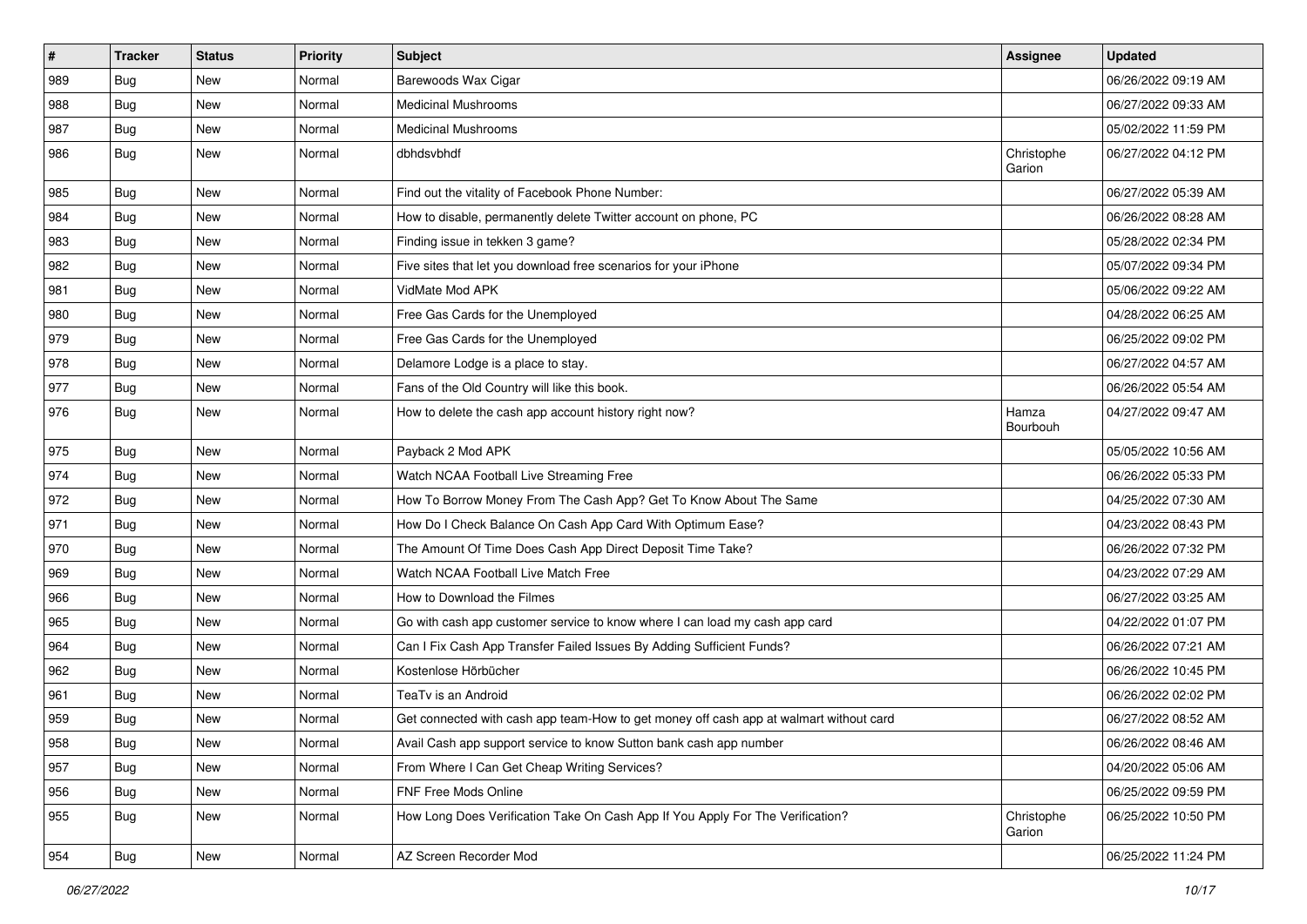| # | Tracker | Status | Priority | Subject | Assignee | Updated |
|---|---|---|---|---|---|---|
| 989 | Bug | New | Normal | Barewoods Wax Cigar | | 06/26/2022 09:19 AM |
| 988 | Bug | New | Normal | Medicinal Mushrooms | | 06/27/2022 09:33 AM |
| 987 | Bug | New | Normal | Medicinal Mushrooms | | 05/02/2022 11:59 PM |
| 986 | Bug | New | Normal | dbhdsvbhdf | Christophe Garion | 06/27/2022 04:12 PM |
| 985 | Bug | New | Normal | Find out the vitality of Facebook Phone Number: | | 06/27/2022 05:39 AM |
| 984 | Bug | New | Normal | How to disable, permanently delete Twitter account on phone, PC | | 06/26/2022 08:28 AM |
| 983 | Bug | New | Normal | Finding issue in tekken 3 game? | | 05/28/2022 02:34 PM |
| 982 | Bug | New | Normal | Five sites that let you download free scenarios for your iPhone | | 05/07/2022 09:34 PM |
| 981 | Bug | New | Normal | VidMate Mod APK | | 05/06/2022 09:22 AM |
| 980 | Bug | New | Normal | Free Gas Cards for the Unemployed | | 04/28/2022 06:25 AM |
| 979 | Bug | New | Normal | Free Gas Cards for the Unemployed | | 06/25/2022 09:02 PM |
| 978 | Bug | New | Normal | Delamore Lodge is a place to stay. | | 06/27/2022 04:57 AM |
| 977 | Bug | New | Normal | Fans of the Old Country will like this book. | | 06/26/2022 05:54 AM |
| 976 | Bug | New | Normal | How to delete the cash app account history right now? | Hamza Bourbouh | 04/27/2022 09:47 AM |
| 975 | Bug | New | Normal | Payback 2 Mod APK | | 05/05/2022 10:56 AM |
| 974 | Bug | New | Normal | Watch NCAA Football Live Streaming Free | | 06/26/2022 05:33 PM |
| 972 | Bug | New | Normal | How To Borrow Money From The Cash App? Get To Know About The Same | | 04/25/2022 07:30 AM |
| 971 | Bug | New | Normal | How Do I Check Balance On Cash App Card With Optimum Ease? | | 04/23/2022 08:43 PM |
| 970 | Bug | New | Normal | The Amount Of Time Does Cash App Direct Deposit Time Take? | | 06/26/2022 07:32 PM |
| 969 | Bug | New | Normal | Watch NCAA Football Live Match Free | | 04/23/2022 07:29 AM |
| 966 | Bug | New | Normal | How to Download the Filmes | | 06/27/2022 03:25 AM |
| 965 | Bug | New | Normal | Go with cash app customer service to know where I can load my cash app card | | 04/22/2022 01:07 PM |
| 964 | Bug | New | Normal | Can I Fix Cash App Transfer Failed Issues By Adding Sufficient Funds? | | 06/26/2022 07:21 AM |
| 962 | Bug | New | Normal | Kostenlose Hörbücher | | 06/26/2022 10:45 PM |
| 961 | Bug | New | Normal | TeaTv is an Android | | 06/26/2022 02:02 PM |
| 959 | Bug | New | Normal | Get connected with cash app team-How to get money off cash app at walmart without card | | 06/27/2022 08:52 AM |
| 958 | Bug | New | Normal | Avail Cash app support service to know Sutton bank cash app number | | 06/26/2022 08:46 AM |
| 957 | Bug | New | Normal | From Where I Can Get Cheap Writing Services? | | 04/20/2022 05:06 AM |
| 956 | Bug | New | Normal | FNF Free Mods Online | | 06/25/2022 09:59 PM |
| 955 | Bug | New | Normal | How Long Does Verification Take On Cash App If You Apply For The Verification? | Christophe Garion | 06/25/2022 10:50 PM |
| 954 | Bug | New | Normal | AZ Screen Recorder Mod | | 06/25/2022 11:24 PM |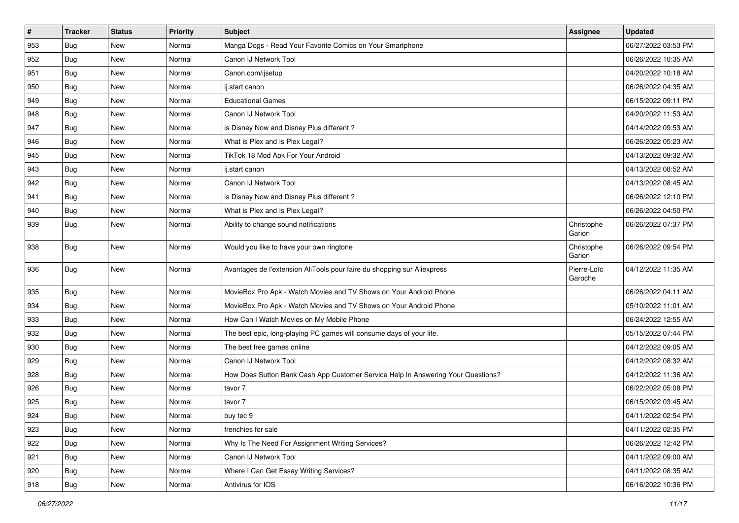| # | Tracker | Status | Priority | Subject | Assignee | Updated |
|---|---|---|---|---|---|---|
| 953 | Bug | New | Normal | Manga Dogs - Read Your Favorite Comics on Your Smartphone | | 06/27/2022 03:53 PM |
| 952 | Bug | New | Normal | Canon IJ Network Tool | | 06/26/2022 10:35 AM |
| 951 | Bug | New | Normal | Canon.com/ijsetup | | 04/20/2022 10:18 AM |
| 950 | Bug | New | Normal | ij.start canon | | 06/26/2022 04:35 AM |
| 949 | Bug | New | Normal | Educational Games | | 06/15/2022 09:11 PM |
| 948 | Bug | New | Normal | Canon IJ Network Tool | | 04/20/2022 11:53 AM |
| 947 | Bug | New | Normal | is Disney Now and Disney Plus different ? | | 04/14/2022 09:53 AM |
| 946 | Bug | New | Normal | What is Plex and Is Plex Legal? | | 06/26/2022 05:23 AM |
| 945 | Bug | New | Normal | TikTok 18 Mod Apk For Your Android | | 04/13/2022 09:32 AM |
| 943 | Bug | New | Normal | ij.start canon | | 04/13/2022 08:52 AM |
| 942 | Bug | New | Normal | Canon IJ Network Tool | | 04/13/2022 08:45 AM |
| 941 | Bug | New | Normal | is Disney Now and Disney Plus different ? | | 06/26/2022 12:10 PM |
| 940 | Bug | New | Normal | What is Plex and Is Plex Legal? | | 06/26/2022 04:50 PM |
| 939 | Bug | New | Normal | Ability to change sound notifications | Christophe Garion | 06/26/2022 07:37 PM |
| 938 | Bug | New | Normal | Would you like to have your own ringtone | Christophe Garion | 06/26/2022 09:54 PM |
| 936 | Bug | New | Normal | Avantages de l'extension AliTools pour faire du shopping sur Aliexpress | Pierre-Loïc Garoche | 04/12/2022 11:35 AM |
| 935 | Bug | New | Normal | MovieBox Pro Apk - Watch Movies and TV Shows on Your Android Phone | | 06/26/2022 04:11 AM |
| 934 | Bug | New | Normal | MovieBox Pro Apk - Watch Movies and TV Shows on Your Android Phone | | 05/10/2022 11:01 AM |
| 933 | Bug | New | Normal | How Can I Watch Movies on My Mobile Phone | | 06/24/2022 12:55 AM |
| 932 | Bug | New | Normal | The best epic, long-playing PC games will consume days of your life. | | 05/15/2022 07:44 PM |
| 930 | Bug | New | Normal | The best free games online | | 04/12/2022 09:05 AM |
| 929 | Bug | New | Normal | Canon IJ Network Tool | | 04/12/2022 08:32 AM |
| 928 | Bug | New | Normal | How Does Sutton Bank Cash App Customer Service Help In Answering Your Questions? | | 04/12/2022 11:36 AM |
| 926 | Bug | New | Normal | tavor 7 | | 06/22/2022 05:08 PM |
| 925 | Bug | New | Normal | tavor 7 | | 06/15/2022 03:45 AM |
| 924 | Bug | New | Normal | buy tec 9 | | 04/11/2022 02:54 PM |
| 923 | Bug | New | Normal | frenchies for sale | | 04/11/2022 02:35 PM |
| 922 | Bug | New | Normal | Why Is The Need For Assignment Writing Services? | | 06/26/2022 12:42 PM |
| 921 | Bug | New | Normal | Canon IJ Network Tool | | 04/11/2022 09:00 AM |
| 920 | Bug | New | Normal | Where I Can Get Essay Writing Services? | | 04/11/2022 08:35 AM |
| 918 | Bug | New | Normal | Antivirus for IOS | | 06/16/2022 10:36 PM |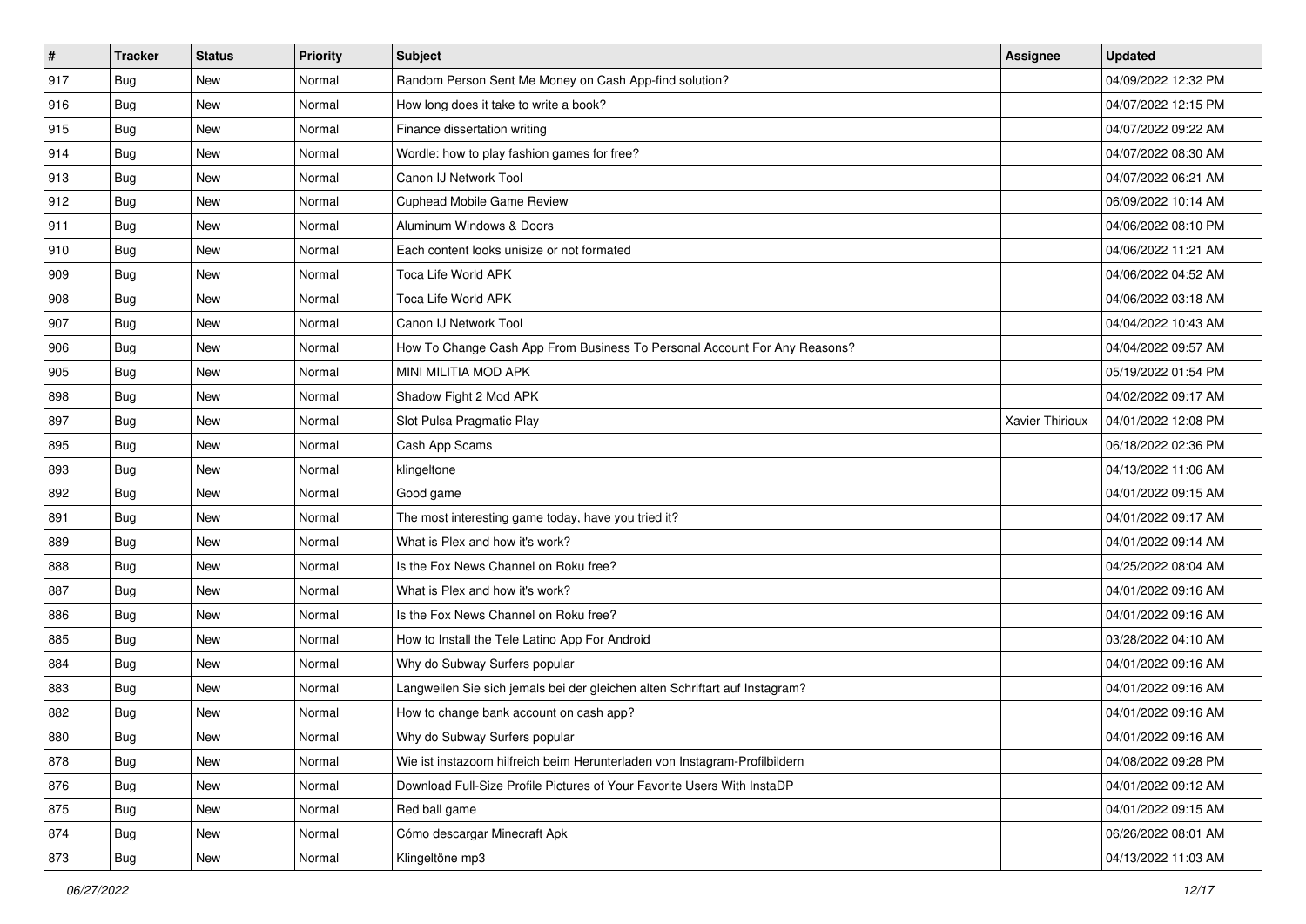| # | Tracker | Status | Priority | Subject | Assignee | Updated |
|---|---|---|---|---|---|---|
| 917 | Bug | New | Normal | Random Person Sent Me Money on Cash App-find solution? | | 04/09/2022 12:32 PM |
| 916 | Bug | New | Normal | How long does it take to write a book? | | 04/07/2022 12:15 PM |
| 915 | Bug | New | Normal | Finance dissertation writing | | 04/07/2022 09:22 AM |
| 914 | Bug | New | Normal | Wordle: how to play fashion games for free? | | 04/07/2022 08:30 AM |
| 913 | Bug | New | Normal | Canon IJ Network Tool | | 04/07/2022 06:21 AM |
| 912 | Bug | New | Normal | Cuphead Mobile Game Review | | 06/09/2022 10:14 AM |
| 911 | Bug | New | Normal | Aluminum Windows & Doors | | 04/06/2022 08:10 PM |
| 910 | Bug | New | Normal | Each content looks unisize or not formated | | 04/06/2022 11:21 AM |
| 909 | Bug | New | Normal | Toca Life World APK | | 04/06/2022 04:52 AM |
| 908 | Bug | New | Normal | Toca Life World APK | | 04/06/2022 03:18 AM |
| 907 | Bug | New | Normal | Canon IJ Network Tool | | 04/04/2022 10:43 AM |
| 906 | Bug | New | Normal | How To Change Cash App From Business To Personal Account For Any Reasons? | | 04/04/2022 09:57 AM |
| 905 | Bug | New | Normal | MINI MILITIA MOD APK | | 05/19/2022 01:54 PM |
| 898 | Bug | New | Normal | Shadow Fight 2 Mod APK | | 04/02/2022 09:17 AM |
| 897 | Bug | New | Normal | Slot Pulsa Pragmatic Play | Xavier Thirioux | 04/01/2022 12:08 PM |
| 895 | Bug | New | Normal | Cash App Scams | | 06/18/2022 02:36 PM |
| 893 | Bug | New | Normal | klingeltone | | 04/13/2022 11:06 AM |
| 892 | Bug | New | Normal | Good game | | 04/01/2022 09:15 AM |
| 891 | Bug | New | Normal | The most interesting game today, have you tried it? | | 04/01/2022 09:17 AM |
| 889 | Bug | New | Normal | What is Plex and how it's work? | | 04/01/2022 09:14 AM |
| 888 | Bug | New | Normal | Is the Fox News Channel on Roku free? | | 04/25/2022 08:04 AM |
| 887 | Bug | New | Normal | What is Plex and how it's work? | | 04/01/2022 09:16 AM |
| 886 | Bug | New | Normal | Is the Fox News Channel on Roku free? | | 04/01/2022 09:16 AM |
| 885 | Bug | New | Normal | How to Install the Tele Latino App For Android | | 03/28/2022 04:10 AM |
| 884 | Bug | New | Normal | Why do Subway Surfers popular | | 04/01/2022 09:16 AM |
| 883 | Bug | New | Normal | Langweilen Sie sich jemals bei der gleichen alten Schriftart auf Instagram? | | 04/01/2022 09:16 AM |
| 882 | Bug | New | Normal | How to change bank account on cash app? | | 04/01/2022 09:16 AM |
| 880 | Bug | New | Normal | Why do Subway Surfers popular | | 04/01/2022 09:16 AM |
| 878 | Bug | New | Normal | Wie ist instazoom hilfreich beim Herunterladen von Instagram-Profilbildern | | 04/08/2022 09:28 PM |
| 876 | Bug | New | Normal | Download Full-Size Profile Pictures of Your Favorite Users With InstaDP | | 04/01/2022 09:12 AM |
| 875 | Bug | New | Normal | Red ball game | | 04/01/2022 09:15 AM |
| 874 | Bug | New | Normal | Cómo descargar Minecraft Apk | | 06/26/2022 08:01 AM |
| 873 | Bug | New | Normal | Klingeltöne mp3 | | 04/13/2022 11:03 AM |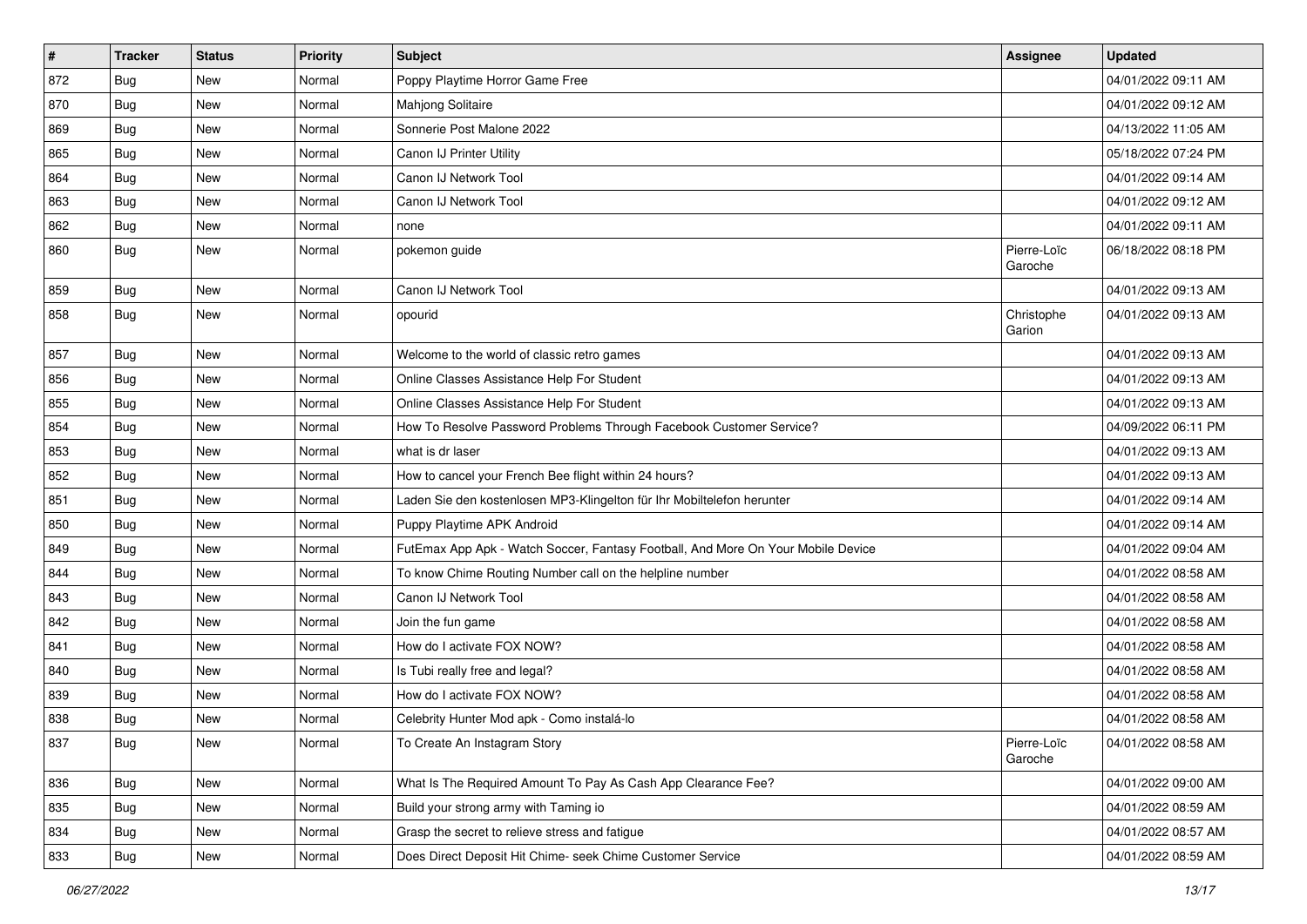| # | Tracker | Status | Priority | Subject | Assignee | Updated |
|---|---|---|---|---|---|---|
| 872 | Bug | New | Normal | Poppy Playtime Horror Game Free | | 04/01/2022 09:11 AM |
| 870 | Bug | New | Normal | Mahjong Solitaire | | 04/01/2022 09:12 AM |
| 869 | Bug | New | Normal | Sonnerie Post Malone 2022 | | 04/13/2022 11:05 AM |
| 865 | Bug | New | Normal | Canon IJ Printer Utility | | 05/18/2022 07:24 PM |
| 864 | Bug | New | Normal | Canon IJ Network Tool | | 04/01/2022 09:14 AM |
| 863 | Bug | New | Normal | Canon IJ Network Tool | | 04/01/2022 09:12 AM |
| 862 | Bug | New | Normal | none | | 04/01/2022 09:11 AM |
| 860 | Bug | New | Normal | pokemon guide | Pierre-Loïc Garoche | 06/18/2022 08:18 PM |
| 859 | Bug | New | Normal | Canon IJ Network Tool | | 04/01/2022 09:13 AM |
| 858 | Bug | New | Normal | opourid | Christophe Garion | 04/01/2022 09:13 AM |
| 857 | Bug | New | Normal | Welcome to the world of classic retro games | | 04/01/2022 09:13 AM |
| 856 | Bug | New | Normal | Online Classes Assistance Help For Student | | 04/01/2022 09:13 AM |
| 855 | Bug | New | Normal | Online Classes Assistance Help For Student | | 04/01/2022 09:13 AM |
| 854 | Bug | New | Normal | How To Resolve Password Problems Through Facebook Customer Service? | | 04/09/2022 06:11 PM |
| 853 | Bug | New | Normal | what is dr laser | | 04/01/2022 09:13 AM |
| 852 | Bug | New | Normal | How to cancel your French Bee flight within 24 hours? | | 04/01/2022 09:13 AM |
| 851 | Bug | New | Normal | Laden Sie den kostenlosen MP3-Klingelton für Ihr Mobiltelefon herunter | | 04/01/2022 09:14 AM |
| 850 | Bug | New | Normal | Puppy Playtime APK Android | | 04/01/2022 09:14 AM |
| 849 | Bug | New | Normal | FutEmax App Apk - Watch Soccer, Fantasy Football, And More On Your Mobile Device | | 04/01/2022 09:04 AM |
| 844 | Bug | New | Normal | To know Chime Routing Number call on the helpline number | | 04/01/2022 08:58 AM |
| 843 | Bug | New | Normal | Canon IJ Network Tool | | 04/01/2022 08:58 AM |
| 842 | Bug | New | Normal | Join the fun game | | 04/01/2022 08:58 AM |
| 841 | Bug | New | Normal | How do I activate FOX NOW? | | 04/01/2022 08:58 AM |
| 840 | Bug | New | Normal | Is Tubi really free and legal? | | 04/01/2022 08:58 AM |
| 839 | Bug | New | Normal | How do I activate FOX NOW? | | 04/01/2022 08:58 AM |
| 838 | Bug | New | Normal | Celebrity Hunter Mod apk - Como instalá-lo | | 04/01/2022 08:58 AM |
| 837 | Bug | New | Normal | To Create An Instagram Story | Pierre-Loïc Garoche | 04/01/2022 08:58 AM |
| 836 | Bug | New | Normal | What Is The Required Amount To Pay As Cash App Clearance Fee? | | 04/01/2022 09:00 AM |
| 835 | Bug | New | Normal | Build your strong army with Taming io | | 04/01/2022 08:59 AM |
| 834 | Bug | New | Normal | Grasp the secret to relieve stress and fatigue | | 04/01/2022 08:57 AM |
| 833 | Bug | New | Normal | Does Direct Deposit Hit Chime- seek Chime Customer Service | | 04/01/2022 08:59 AM |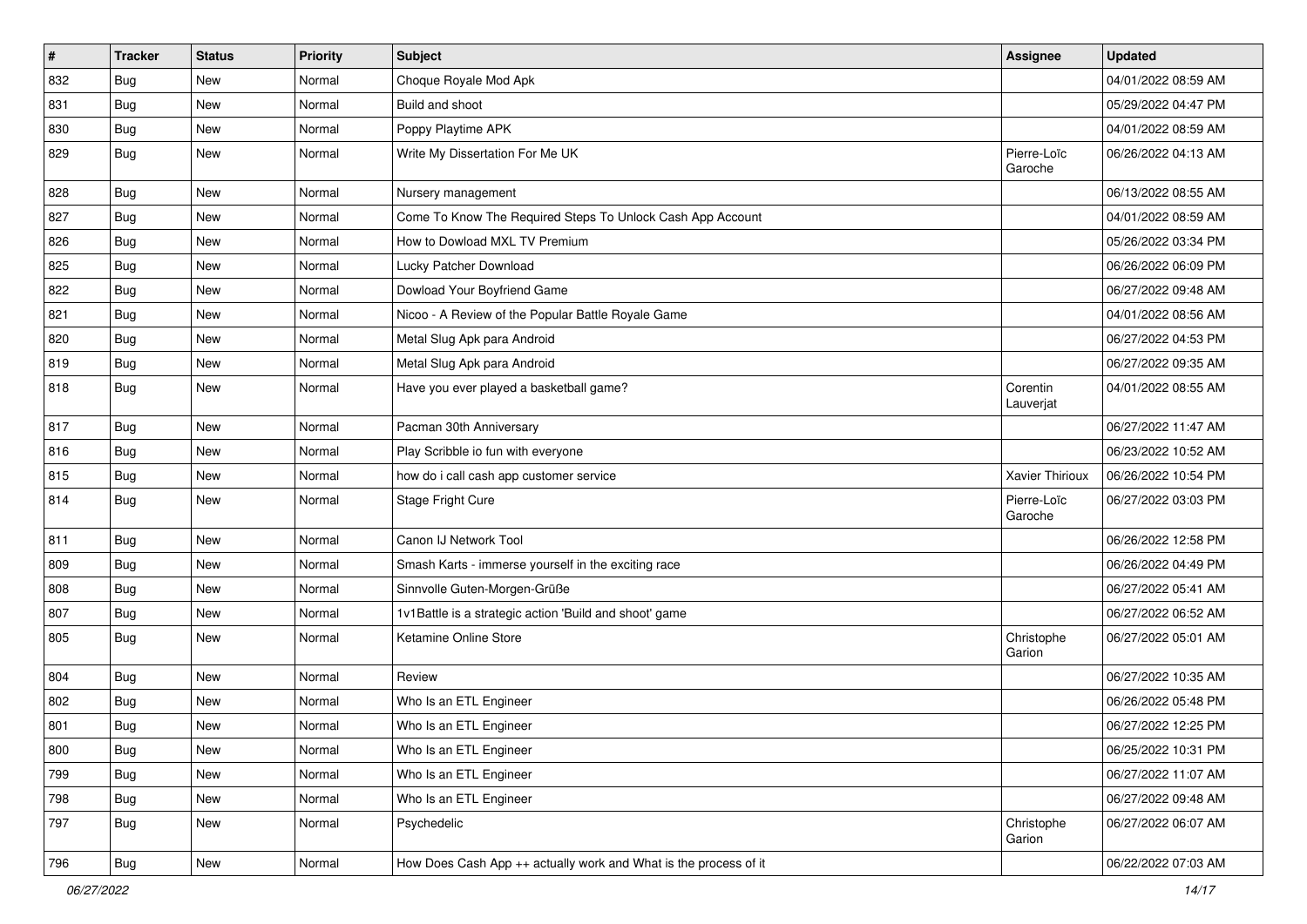| # | Tracker | Status | Priority | Subject | Assignee | Updated |
| --- | --- | --- | --- | --- | --- | --- |
| 832 | Bug | New | Normal | Choque Royale Mod Apk | | 04/01/2022 08:59 AM |
| 831 | Bug | New | Normal | Build and shoot | | 05/29/2022 04:47 PM |
| 830 | Bug | New | Normal | Poppy Playtime APK | | 04/01/2022 08:59 AM |
| 829 | Bug | New | Normal | Write My Dissertation For Me UK | Pierre-Loïc Garoche | 06/26/2022 04:13 AM |
| 828 | Bug | New | Normal | Nursery management | | 06/13/2022 08:55 AM |
| 827 | Bug | New | Normal | Come To Know The Required Steps To Unlock Cash App Account | | 04/01/2022 08:59 AM |
| 826 | Bug | New | Normal | How to Dowload MXL TV Premium | | 05/26/2022 03:34 PM |
| 825 | Bug | New | Normal | Lucky Patcher Download | | 06/26/2022 06:09 PM |
| 822 | Bug | New | Normal | Dowload Your Boyfriend Game | | 06/27/2022 09:48 AM |
| 821 | Bug | New | Normal | Nicoo - A Review of the Popular Battle Royale Game | | 04/01/2022 08:56 AM |
| 820 | Bug | New | Normal | Metal Slug Apk para Android | | 06/27/2022 04:53 PM |
| 819 | Bug | New | Normal | Metal Slug Apk para Android | | 06/27/2022 09:35 AM |
| 818 | Bug | New | Normal | Have you ever played a basketball game? | Corentin Lauverjat | 04/01/2022 08:55 AM |
| 817 | Bug | New | Normal | Pacman 30th Anniversary | | 06/27/2022 11:47 AM |
| 816 | Bug | New | Normal | Play Scribble io fun with everyone | | 06/23/2022 10:52 AM |
| 815 | Bug | New | Normal | how do i call cash app customer service | Xavier Thirioux | 06/26/2022 10:54 PM |
| 814 | Bug | New | Normal | Stage Fright Cure | Pierre-Loïc Garoche | 06/27/2022 03:03 PM |
| 811 | Bug | New | Normal | Canon IJ Network Tool | | 06/26/2022 12:58 PM |
| 809 | Bug | New | Normal | Smash Karts - immerse yourself in the exciting race | | 06/26/2022 04:49 PM |
| 808 | Bug | New | Normal | Sinnvolle Guten-Morgen-Grüße | | 06/27/2022 05:41 AM |
| 807 | Bug | New | Normal | 1v1Battle is a strategic action 'Build and shoot' game | | 06/27/2022 06:52 AM |
| 805 | Bug | New | Normal | Ketamine Online Store | Christophe Garion | 06/27/2022 05:01 AM |
| 804 | Bug | New | Normal | Review | | 06/27/2022 10:35 AM |
| 802 | Bug | New | Normal | Who Is an ETL Engineer | | 06/26/2022 05:48 PM |
| 801 | Bug | New | Normal | Who Is an ETL Engineer | | 06/27/2022 12:25 PM |
| 800 | Bug | New | Normal | Who Is an ETL Engineer | | 06/25/2022 10:31 PM |
| 799 | Bug | New | Normal | Who Is an ETL Engineer | | 06/27/2022 11:07 AM |
| 798 | Bug | New | Normal | Who Is an ETL Engineer | | 06/27/2022 09:48 AM |
| 797 | Bug | New | Normal | Psychedelic | Christophe Garion | 06/27/2022 06:07 AM |
| 796 | Bug | New | Normal | How Does Cash App ++ actually work and What is the process of it | | 06/22/2022 07:03 AM |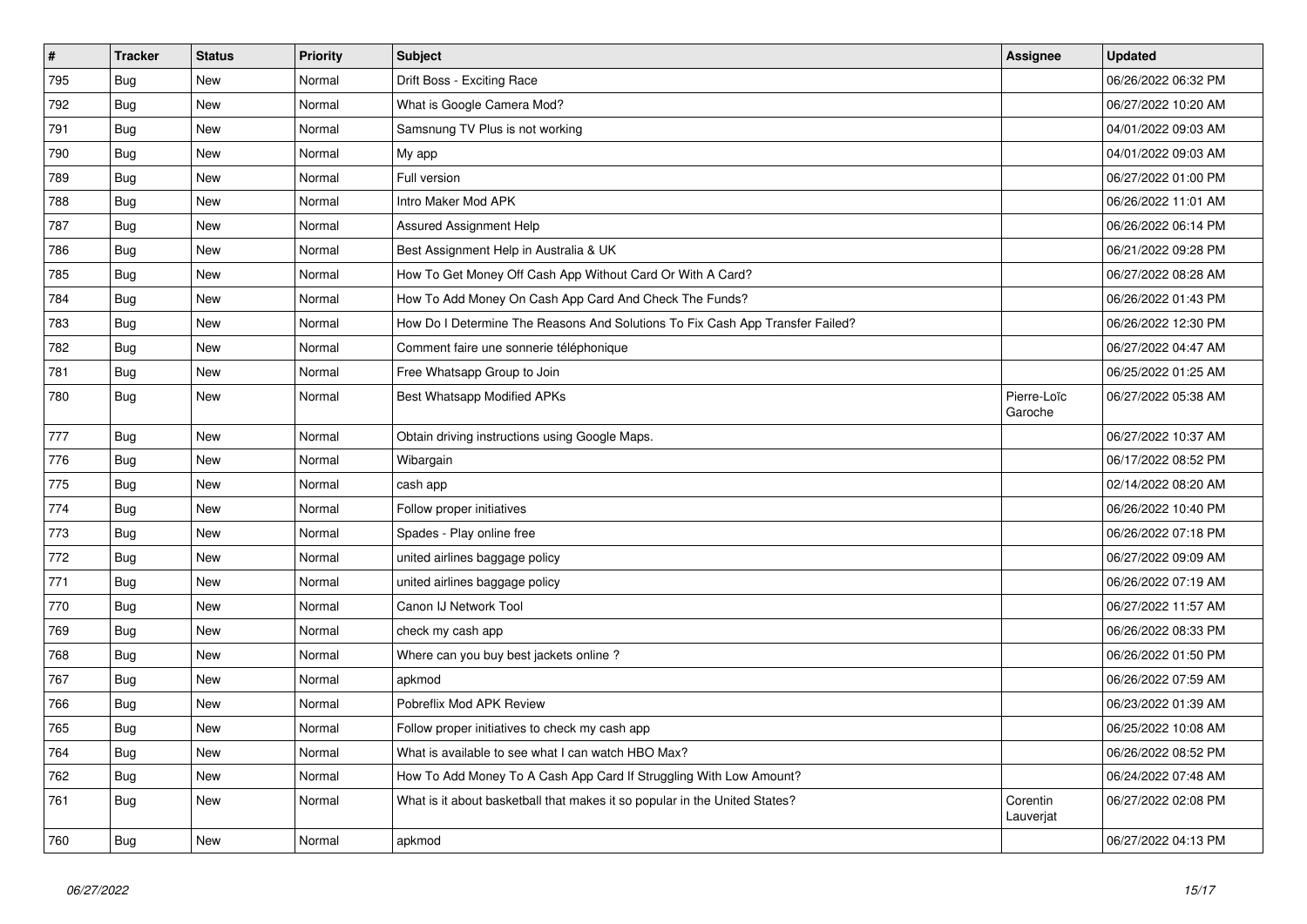| # | Tracker | Status | Priority | Subject | Assignee | Updated |
|---|---|---|---|---|---|---|
| 795 | Bug | New | Normal | Drift Boss - Exciting Race | | 06/26/2022 06:32 PM |
| 792 | Bug | New | Normal | What is Google Camera Mod? | | 06/27/2022 10:20 AM |
| 791 | Bug | New | Normal | Samsnung TV Plus is not working | | 04/01/2022 09:03 AM |
| 790 | Bug | New | Normal | My app | | 04/01/2022 09:03 AM |
| 789 | Bug | New | Normal | Full version | | 06/27/2022 01:00 PM |
| 788 | Bug | New | Normal | Intro Maker Mod APK | | 06/26/2022 11:01 AM |
| 787 | Bug | New | Normal | Assured Assignment Help | | 06/26/2022 06:14 PM |
| 786 | Bug | New | Normal | Best Assignment Help in Australia & UK | | 06/21/2022 09:28 PM |
| 785 | Bug | New | Normal | How To Get Money Off Cash App Without Card Or With A Card? | | 06/27/2022 08:28 AM |
| 784 | Bug | New | Normal | How To Add Money On Cash App Card And Check The Funds? | | 06/26/2022 01:43 PM |
| 783 | Bug | New | Normal | How Do I Determine The Reasons And Solutions To Fix Cash App Transfer Failed? | | 06/26/2022 12:30 PM |
| 782 | Bug | New | Normal | Comment faire une sonnerie téléphonique | | 06/27/2022 04:47 AM |
| 781 | Bug | New | Normal | Free Whatsapp Group to Join | | 06/25/2022 01:25 AM |
| 780 | Bug | New | Normal | Best Whatsapp Modified APKs | Pierre-Loïc Garoche | 06/27/2022 05:38 AM |
| 777 | Bug | New | Normal | Obtain driving instructions using Google Maps. | | 06/27/2022 10:37 AM |
| 776 | Bug | New | Normal | Wibargain | | 06/17/2022 08:52 PM |
| 775 | Bug | New | Normal | cash app | | 02/14/2022 08:20 AM |
| 774 | Bug | New | Normal | Follow proper initiatives | | 06/26/2022 10:40 PM |
| 773 | Bug | New | Normal | Spades - Play online free | | 06/26/2022 07:18 PM |
| 772 | Bug | New | Normal | united airlines baggage policy | | 06/27/2022 09:09 AM |
| 771 | Bug | New | Normal | united airlines baggage policy | | 06/26/2022 07:19 AM |
| 770 | Bug | New | Normal | Canon IJ Network Tool | | 06/27/2022 11:57 AM |
| 769 | Bug | New | Normal | check my cash app | | 06/26/2022 08:33 PM |
| 768 | Bug | New | Normal | Where can you buy best jackets online ? | | 06/26/2022 01:50 PM |
| 767 | Bug | New | Normal | apkmod | | 06/26/2022 07:59 AM |
| 766 | Bug | New | Normal | Pobreflix Mod APK Review | | 06/23/2022 01:39 AM |
| 765 | Bug | New | Normal | Follow proper initiatives to check my cash app | | 06/25/2022 10:08 AM |
| 764 | Bug | New | Normal | What is available to see what I can watch HBO Max? | | 06/26/2022 08:52 PM |
| 762 | Bug | New | Normal | How To Add Money To A Cash App Card If Struggling With Low Amount? | | 06/24/2022 07:48 AM |
| 761 | Bug | New | Normal | What is it about basketball that makes it so popular in the United States? | Corentin Lauverjat | 06/27/2022 02:08 PM |
| 760 | Bug | New | Normal | apkmod | | 06/27/2022 04:13 PM |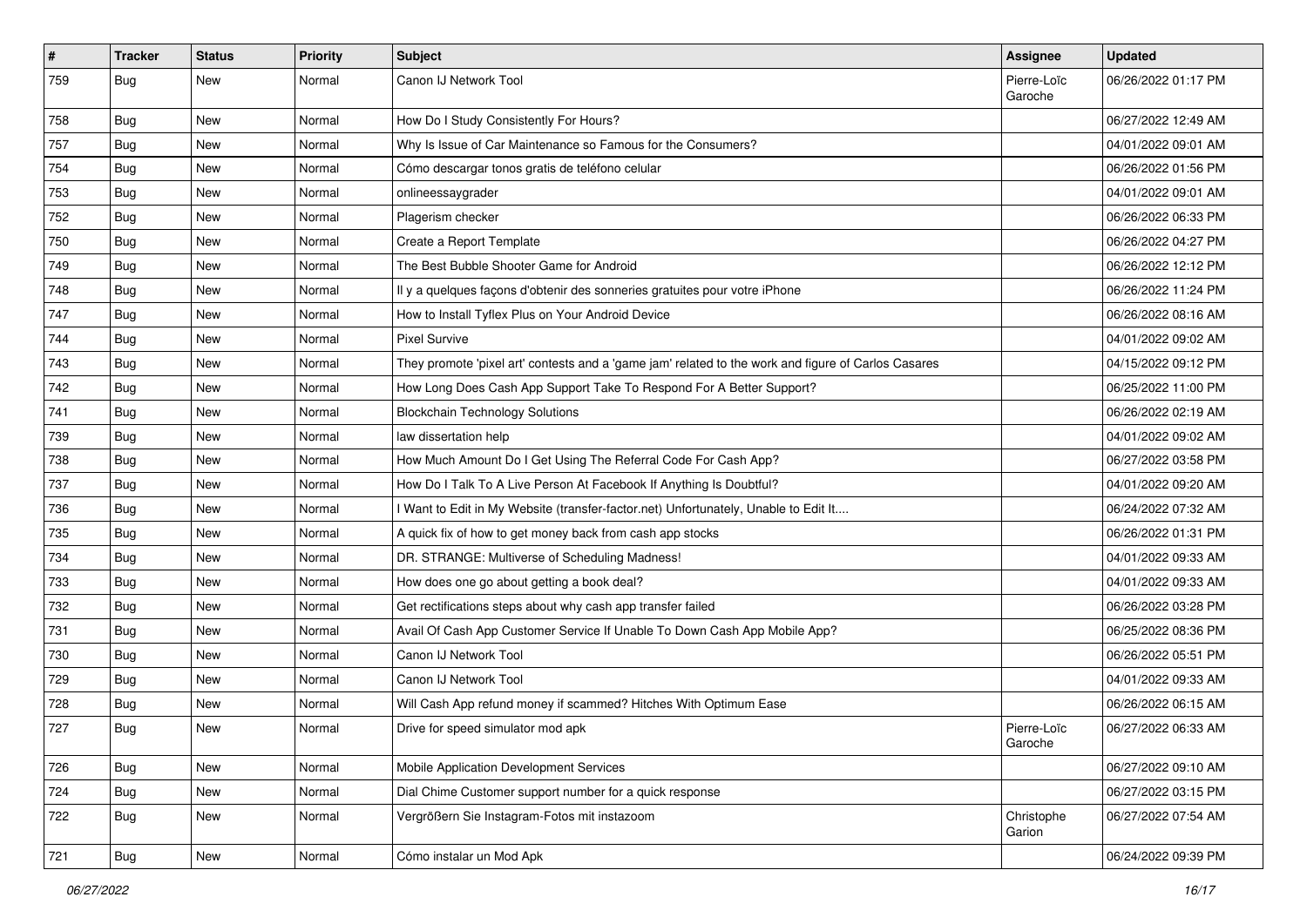| # | Tracker | Status | Priority | Subject | Assignee | Updated |
|---|---|---|---|---|---|---|
| 759 | Bug | New | Normal | Canon IJ Network Tool | Pierre-Loïc Garoche | 06/26/2022 01:17 PM |
| 758 | Bug | New | Normal | How Do I Study Consistently For Hours? | | 06/27/2022 12:49 AM |
| 757 | Bug | New | Normal | Why Is Issue of Car Maintenance so Famous for the Consumers? | | 04/01/2022 09:01 AM |
| 754 | Bug | New | Normal | Cómo descargar tonos gratis de teléfono celular | | 06/26/2022 01:56 PM |
| 753 | Bug | New | Normal | onlineessaygrader | | 04/01/2022 09:01 AM |
| 752 | Bug | New | Normal | Plagerism checker | | 06/26/2022 06:33 PM |
| 750 | Bug | New | Normal | Create a Report Template | | 06/26/2022 04:27 PM |
| 749 | Bug | New | Normal | The Best Bubble Shooter Game for Android | | 06/26/2022 12:12 PM |
| 748 | Bug | New | Normal | Il y a quelques façons d'obtenir des sonneries gratuites pour votre iPhone | | 06/26/2022 11:24 PM |
| 747 | Bug | New | Normal | How to Install Tyflex Plus on Your Android Device | | 06/26/2022 08:16 AM |
| 744 | Bug | New | Normal | Pixel Survive | | 04/01/2022 09:02 AM |
| 743 | Bug | New | Normal | They promote 'pixel art' contests and a 'game jam' related to the work and figure of Carlos Casares | | 04/15/2022 09:12 PM |
| 742 | Bug | New | Normal | How Long Does Cash App Support Take To Respond For A Better Support? | | 06/25/2022 11:00 PM |
| 741 | Bug | New | Normal | Blockchain Technology Solutions | | 06/26/2022 02:19 AM |
| 739 | Bug | New | Normal | law dissertation help | | 04/01/2022 09:02 AM |
| 738 | Bug | New | Normal | How Much Amount Do I Get Using The Referral Code For Cash App? | | 06/27/2022 03:58 PM |
| 737 | Bug | New | Normal | How Do I Talk To A Live Person At Facebook If Anything Is Doubtful? | | 04/01/2022 09:20 AM |
| 736 | Bug | New | Normal | I Want to Edit in My Website (transfer-factor.net) Unfortunately, Unable to Edit It.... | | 06/24/2022 07:32 AM |
| 735 | Bug | New | Normal | A quick fix of how to get money back from cash app stocks | | 06/26/2022 01:31 PM |
| 734 | Bug | New | Normal | DR. STRANGE: Multiverse of Scheduling Madness! | | 04/01/2022 09:33 AM |
| 733 | Bug | New | Normal | How does one go about getting a book deal? | | 04/01/2022 09:33 AM |
| 732 | Bug | New | Normal | Get rectifications steps about why cash app transfer failed | | 06/26/2022 03:28 PM |
| 731 | Bug | New | Normal | Avail Of Cash App Customer Service If Unable To Down Cash App Mobile App? | | 06/25/2022 08:36 PM |
| 730 | Bug | New | Normal | Canon IJ Network Tool | | 06/26/2022 05:51 PM |
| 729 | Bug | New | Normal | Canon IJ Network Tool | | 04/01/2022 09:33 AM |
| 728 | Bug | New | Normal | Will Cash App refund money if scammed? Hitches With Optimum Ease | | 06/26/2022 06:15 AM |
| 727 | Bug | New | Normal | Drive for speed simulator mod apk | Pierre-Loïc Garoche | 06/27/2022 06:33 AM |
| 726 | Bug | New | Normal | Mobile Application Development Services | | 06/27/2022 09:10 AM |
| 724 | Bug | New | Normal | Dial Chime Customer support number for a quick response | | 06/27/2022 03:15 PM |
| 722 | Bug | New | Normal | Vergrößern Sie Instagram-Fotos mit instazoom | Christophe Garion | 06/27/2022 07:54 AM |
| 721 | Bug | New | Normal | Cómo instalar un Mod Apk | | 06/24/2022 09:39 PM |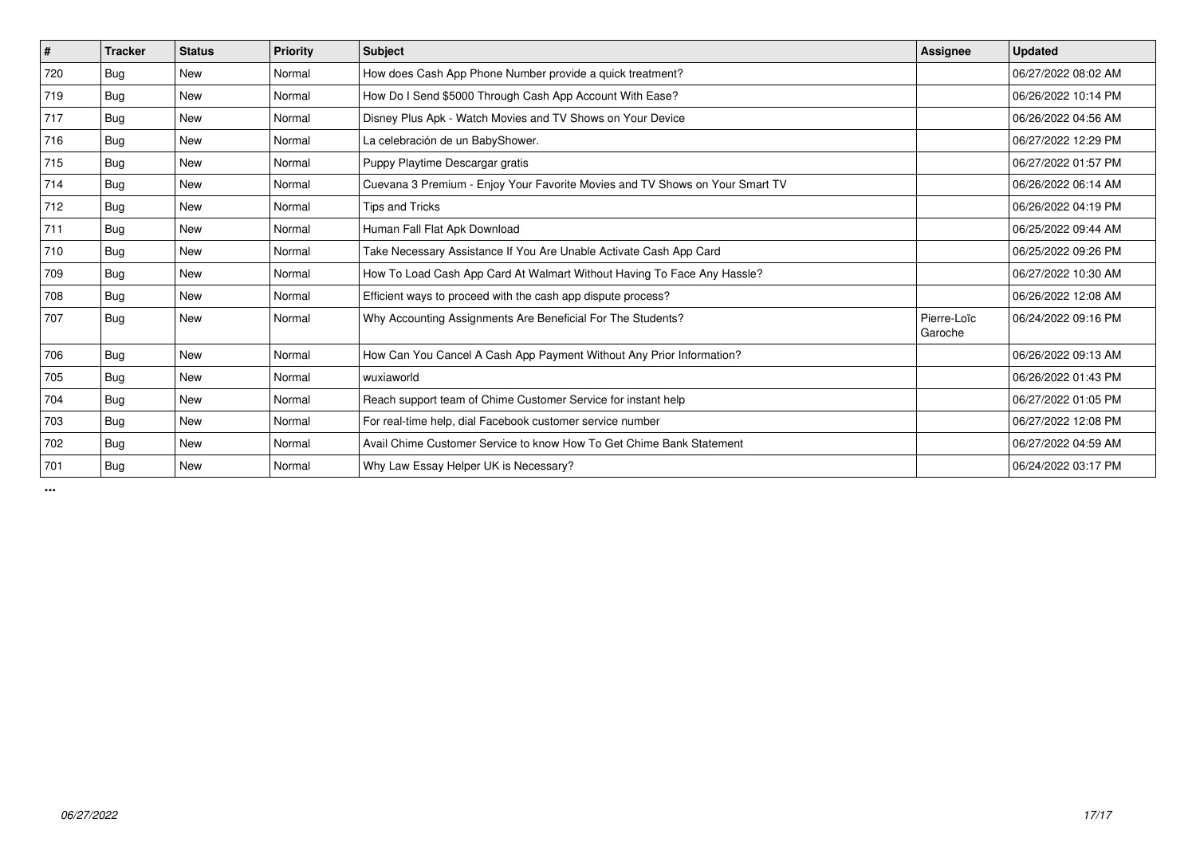| # | Tracker | Status | Priority | Subject | Assignee | Updated |
|---|---|---|---|---|---|---|
| 720 | Bug | New | Normal | How does Cash App Phone Number provide a quick treatment? | | 06/27/2022 08:02 AM |
| 719 | Bug | New | Normal | How Do I Send $5000 Through Cash App Account With Ease? | | 06/26/2022 10:14 PM |
| 717 | Bug | New | Normal | Disney Plus Apk - Watch Movies and TV Shows on Your Device | | 06/26/2022 04:56 AM |
| 716 | Bug | New | Normal | La celebración de un BabyShower. | | 06/27/2022 12:29 PM |
| 715 | Bug | New | Normal | Puppy Playtime Descargar gratis | | 06/27/2022 01:57 PM |
| 714 | Bug | New | Normal | Cuevana 3 Premium - Enjoy Your Favorite Movies and TV Shows on Your Smart TV | | 06/26/2022 06:14 AM |
| 712 | Bug | New | Normal | Tips and Tricks | | 06/26/2022 04:19 PM |
| 711 | Bug | New | Normal | Human Fall Flat Apk Download | | 06/25/2022 09:44 AM |
| 710 | Bug | New | Normal | Take Necessary Assistance If You Are Unable Activate Cash App Card | | 06/25/2022 09:26 PM |
| 709 | Bug | New | Normal | How To Load Cash App Card At Walmart Without Having To Face Any Hassle? | | 06/27/2022 10:30 AM |
| 708 | Bug | New | Normal | Efficient ways to proceed with the cash app dispute process? | | 06/26/2022 12:08 AM |
| 707 | Bug | New | Normal | Why Accounting Assignments Are Beneficial For The Students? | Pierre-Loïc Garoche | 06/24/2022 09:16 PM |
| 706 | Bug | New | Normal | How Can You Cancel A Cash App Payment Without Any Prior Information? | | 06/26/2022 09:13 AM |
| 705 | Bug | New | Normal | wuxiaworld | | 06/26/2022 01:43 PM |
| 704 | Bug | New | Normal | Reach support team of Chime Customer Service for instant help | | 06/27/2022 01:05 PM |
| 703 | Bug | New | Normal | For real-time help, dial Facebook customer service number | | 06/27/2022 12:08 PM |
| 702 | Bug | New | Normal | Avail Chime Customer Service to know How To Get Chime Bank Statement | | 06/27/2022 04:59 AM |
| 701 | Bug | New | Normal | Why Law Essay Helper UK is Necessary? | | 06/24/2022 03:17 PM |

...